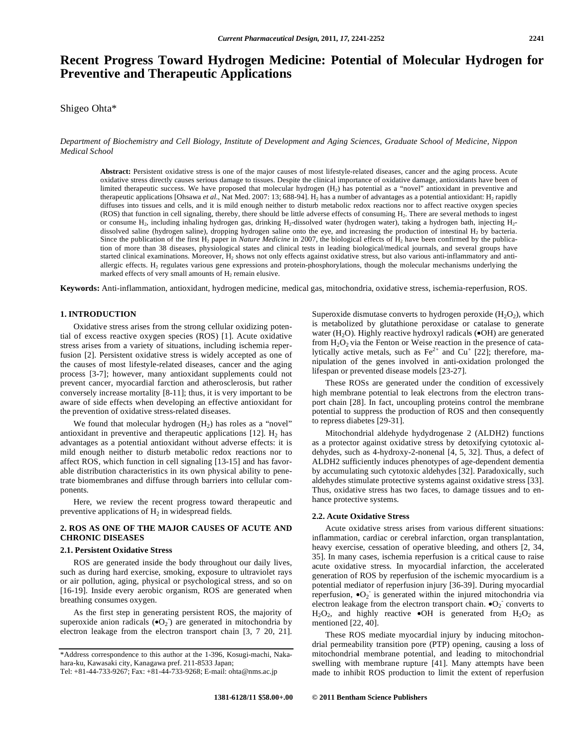# Recent Progress Toward Hydrogen Medicine: Potential of Molecular Hydrogen for Preventive and Therapeutic Applications

Shigeo Ohta*

*Department of Biochemistry and Cell Biology, Institute of Development and Aging Sciences, Graduate School of Medicine, Nippon Medical School*

**Abstract:** Persistent oxidative stress is one of the major causes of most lifestyle-related diseases, cancer and the aging process. Acute oxidative stress directly causes serious damage to tissues. Despite the clinical importance of oxidative damage, antioxidants have been of limited therapeutic success. We have proposed that molecular hydrogen ($H_2$) has potential as a "novel" antioxidant in preventive and therapeutic applications [Ohsawa *et al*., Nat Med. 2007: 13; 688-94]. $H_2$ has a number of advantages as a potential antioxidant: $H_2$ rapidly diffuses into tissues and cells, and it is mild enough neither to disturb metabolic redox reactions nor to affect reactive oxygen species (ROS) that function in cell signaling, thereby, there should be little adverse effects of consuming $H_2$. There are several methods to ingest or consume $H_2$, including inhaling hydrogen gas, drinking $H_2$-dissolved water (hydrogen water), taking a hydrogen bath, injecting $H_2$-dissolved saline (hydrogen saline), dropping hydrogen saline onto the eye, and increasing the production of intestinal $H_2$ by bacteria. Since the publication of the first $H_2$ paper in *Nature Medicine* in 2007, the biological effects of $H_2$ have been confirmed by the publication of more than 38 diseases, physiological states and clinical tests in leading biological/medical journals, and several groups have started clinical examinations. Moreover, $H_2$ shows not only effects against oxidative stress, but also various anti-inflammatory and anti-allergic effects. $H_2$ regulates various gene expressions and protein-phosphorylations, though the molecular mechanisms underlying the marked effects of very small amounts of $H_2$ remain elusive.

**Keywords:** Anti-inflammation, antioxidant, hydrogen medicine, medical gas, mitochondria, oxidative stress, ischemia-reperfusion, ROS.

## 1. INTRODUCTION

Oxidative stress arises from the strong cellular oxidizing potential of excess reactive oxygen species (ROS) [1]. Acute oxidative stress arises from a variety of situations, including ischemia reperfusion [2]. Persistent oxidative stress is widely accepted as one of the causes of most lifestyle-related diseases, cancer and the aging process [3-7]; however, many antioxidant supplements could not prevent cancer, myocardial farction and atherosclerosis, but rather conversely increase mortality [8-11]; thus, it is very important to be aware of side effects when developing an effective antioxidant for the prevention of oxidative stress-related diseases.

We found that molecular hydrogen ($H_2$) has roles as a "novel" antioxidant in preventive and therapeutic applications [12]. $H_2$ has advantages as a potential antioxidant without adverse effects: it is mild enough neither to disturb metabolic redox reactions nor to affect ROS, which function in cell signaling [13-15] and has favorable distribution characteristics in its own physical ability to penetrate biomembranes and diffuse through barriers into cellular components.

Here, we review the recent progress toward therapeutic and preventive applications of $H_2$ in widespread fields.

## 2. ROS AS ONE OF THE MAJOR CAUSES OF ACUTE AND CHRONIC DISEASES

### 2.1. Persistent Oxidative Stress

ROS are generated inside the body throughout our daily lives, such as during hard exercise, smoking, exposure to ultraviolet rays or air pollution, aging, physical or psychological stress, and so on [16-19]. Inside every aerobic organism, ROS are generated when breathing consumes oxygen.

As the first step in generating persistent ROS, the majority of superoxide anion radicals ($\bullet O_2^-$) are generated in mitochondria by electron leakage from the electron transport chain [3, 7 20, 21]. Superoxide dismutase converts to hydrogen peroxide ($H_2O_2$), which is metabolized by glutathione peroxidase or catalase to generate water ($H_2O$). Highly reactive hydroxyl radicals ($\bullet OH$) are generated from $H_2O_2$ via the Fenton or Weise reaction in the presence of catalytically active metals, such as $Fe^{2+}$ and $Cu^+$ [22]; therefore, manipulation of the genes involved in anti-oxidation prolonged the lifespan or prevented disease models [23-27].

These ROSs are generated under the condition of excessively high membrane potential to leak electrons from the electron transport chain [28]. In fact, uncoupling proteins control the membrane potential to suppress the production of ROS and then consequently to repress diabetes [29-31].

Mitochondrial aldehyde hydydrogenase 2 (ALDH2) functions as a protector against oxidative stress by detoxifying cytotoxic aldehydes, such as 4-hydroxy-2-nonenal [4, 5, 32]. Thus, a defect of ALDH2 sufficiently induces phenotypes of age-dependent dementia by accumulating such cytotoxic aldehydes [32]. Paradoxically, such aldehydes stimulate protective systems against oxidative stress [33]. Thus, oxidative stress has two faces, to damage tissues and to enhance protective systems.

### 2.2. Acute Oxidative Stress

Acute oxidative stress arises from various different situations: inflammation, cardiac or cerebral infarction, organ transplantation, heavy exercise, cessation of operative bleeding, and others [2, 34, 35]. In many cases, ischemia reperfusion is a critical cause to raise acute oxidative stress. In myocardial infarction, the accelerated generation of ROS by reperfusion of the ischemic myocardium is a potential mediator of reperfusion injury [36-39]. During myocardial reperfusion, $\bullet O_2^-$ is generated within the injured mitochondria via electron leakage from the electron transport chain. $\bullet O_2^-$ converts to $H_2O_2$, and highly reactive $\bullet OH$ is generated from $H_2O_2$ as mentioned [22, 40].

These ROS mediate myocardial injury by inducing mitochondrial permeability transition pore (PTP) opening, causing a loss of mitochondrial membrane potential, and leading to mitochondrial swelling with membrane rupture [41]. Many attempts have been made to inhibit ROS production to limit the extent of reperfusion

*Address correspondence to this author at the 1-396, Kosugi-machi, Nakahara-ku, Kawasaki city, Kanagawa pref. 211-8533 Japan;
Tel: +81-44-733-9267; Fax: +81-44-733-9268; E-mail: ohta@nms.ac.jp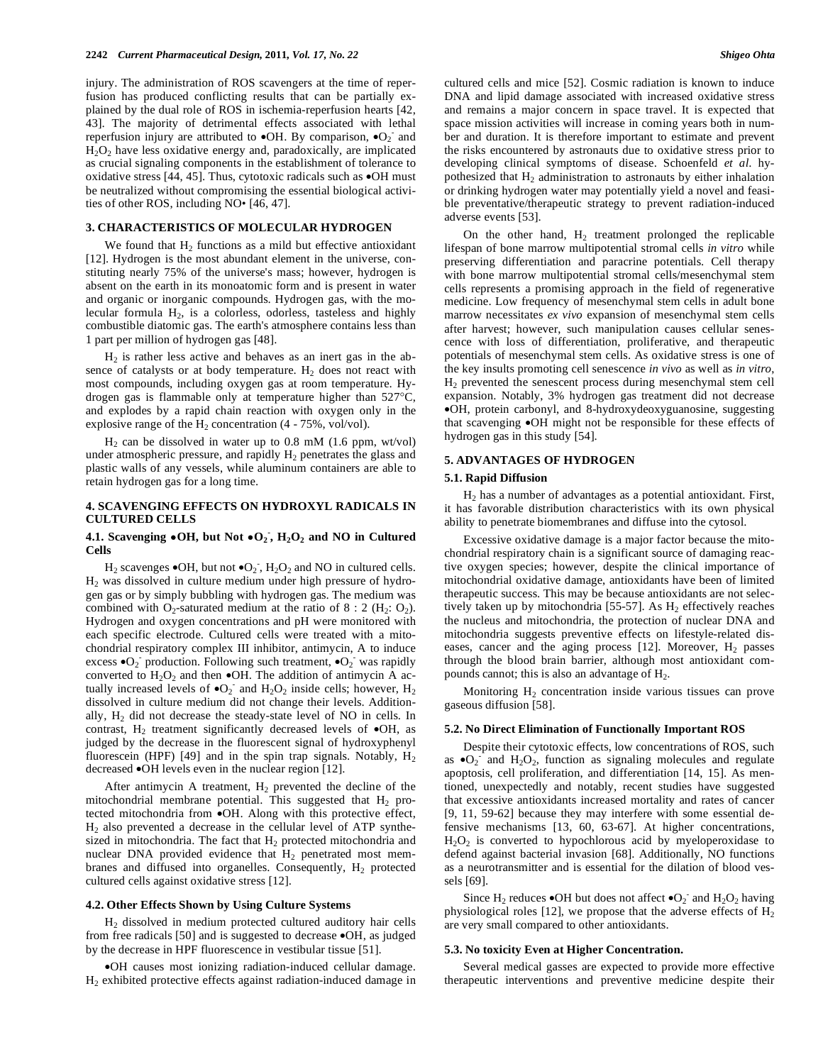injury. The administration of ROS scavengers at the time of reperfusion has produced conflicting results that can be partially explained by the dual role of ROS in ischemia-reperfusion hearts [42, 43]. The majority of detrimental effects associated with lethal reperfusion injury are attributed to •OH. By comparison, $•O_2^-$ and $H_2O_2$ have less oxidative energy and, paradoxically, are implicated as crucial signaling components in the establishment of tolerance to oxidative stress [44, 45]. Thus, cytotoxic radicals such as •OH must be neutralized without compromising the essential biological activities of other ROS, including NO• [46, 47].

## 3. CHARACTERISTICS OF MOLECULAR HYDROGEN

We found that $H_2$ functions as a mild but effective antioxidant [12]. Hydrogen is the most abundant element in the universe, constituting nearly 75% of the universe's mass; however, hydrogen is absent on the earth in its monoatomic form and is present in water and organic or inorganic compounds. Hydrogen gas, with the molecular formula $H_2$, is a colorless, odorless, tasteless and highly combustible diatomic gas. The earth's atmosphere contains less than 1 part per million of hydrogen gas [48].

$H_2$ is rather less active and behaves as an inert gas in the absence of catalysts or at body temperature. $H_2$ does not react with most compounds, including oxygen gas at room temperature. Hydrogen gas is flammable only at temperature higher than 527°C, and explodes by a rapid chain reaction with oxygen only in the explosive range of the $H_2$ concentration (4 - 75%, vol/vol).

$H_2$ can be dissolved in water up to 0.8 mM (1.6 ppm, wt/vol) under atmospheric pressure, and rapidly $H_2$ penetrates the glass and plastic walls of any vessels, while aluminum containers are able to retain hydrogen gas for a long time.

## 4. SCAVENGING EFFECTS ON HYDROXYL RADICALS IN CULTURED CELLS

### 4.1. Scavenging •OH, but Not $•O_2^-$, $H_2O_2$ and NO in Cultured Cells

$H_2$ scavenges •OH, but not $•O_2^-$, $H_2O_2$ and NO in cultured cells. $H_2$ was dissolved in culture medium under high pressure of hydrogen gas or by simply bubbling with hydrogen gas. The medium was combined with $O_2$-saturated medium at the ratio of 8 : 2 ($H_2$: $O_2$). Hydrogen and oxygen concentrations and pH were monitored with each specific electrode. Cultured cells were treated with a mitochondrial respiratory complex III inhibitor, antimycin, A to induce excess $•O_2^-$ production. Following such treatment, $•O_2^-$ was rapidly converted to $H_2O_2$ and then •OH. The addition of antimycin A actually increased levels of $•O_2^-$ and $H_2O_2$ inside cells; however, $H_2$ dissolved in culture medium did not change their levels. Additionally, $H_2$ did not decrease the steady-state level of NO in cells. In contrast, $H_2$ treatment significantly decreased levels of •OH, as judged by the decrease in the fluorescent signal of hydroxyphenyl fluorescein (HPF) [49] and in the spin trap signals. Notably, $H_2$ decreased •OH levels even in the nuclear region [12].

After antimycin A treatment, $H_2$ prevented the decline of the mitochondrial membrane potential. This suggested that $H_2$ protected mitochondria from •OH. Along with this protective effect, $H_2$ also prevented a decrease in the cellular level of ATP synthesized in mitochondria. The fact that $H_2$ protected mitochondria and nuclear DNA provided evidence that $H_2$ penetrated most membranes and diffused into organelles. Consequently, $H_2$ protected cultured cells against oxidative stress [12].

### 4.2. Other Effects Shown by Using Culture Systems

$H_2$ dissolved in medium protected cultured auditory hair cells from free radicals [50] and is suggested to decrease •OH, as judged by the decrease in HPF fluorescence in vestibular tissue [51].

•OH causes most ionizing radiation-induced cellular damage. $H_2$ exhibited protective effects against radiation-induced damage in cultured cells and mice [52]. Cosmic radiation is known to induce DNA and lipid damage associated with increased oxidative stress and remains a major concern in space travel. It is expected that space mission activities will increase in coming years both in number and duration. It is therefore important to estimate and prevent the risks encountered by astronauts due to oxidative stress prior to developing clinical symptoms of disease. Schoenfeld *et al.* hypothesized that $H_2$ administration to astronauts by either inhalation or drinking hydrogen water may potentially yield a novel and feasible preventative/therapeutic strategy to prevent radiation-induced adverse events [53].

On the other hand, $H_2$ treatment prolonged the replicable lifespan of bone marrow multipotential stromal cells *in vitro* while preserving differentiation and paracrine potentials. Cell therapy with bone marrow multipotential stromal cells/mesenchymal stem cells represents a promising approach in the field of regenerative medicine. Low frequency of mesenchymal stem cells in adult bone marrow necessitates *ex vivo* expansion of mesenchymal stem cells after harvest; however, such manipulation causes cellular senescence with loss of differentiation, proliferative, and therapeutic potentials of mesenchymal stem cells. As oxidative stress is one of the key insults promoting cell senescence *in vivo* as well as *in vitro*, $H_2$ prevented the senescent process during mesenchymal stem cell expansion. Notably, 3% hydrogen gas treatment did not decrease •OH, protein carbonyl, and 8-hydroxydeoxyguanosine, suggesting that scavenging •OH might not be responsible for these effects of hydrogen gas in this study [54].

## 5. ADVANTAGES OF HYDROGEN

### 5.1. Rapid Diffusion

$H_2$ has a number of advantages as a potential antioxidant. First, it has favorable distribution characteristics with its own physical ability to penetrate biomembranes and diffuse into the cytosol.

Excessive oxidative damage is a major factor because the mitochondrial respiratory chain is a significant source of damaging reactive oxygen species; however, despite the clinical importance of mitochondrial oxidative damage, antioxidants have been of limited therapeutic success. This may be because antioxidants are not selectively taken up by mitochondria [55-57]. As $H_2$ effectively reaches the nucleus and mitochondria, the protection of nuclear DNA and mitochondria suggests preventive effects on lifestyle-related diseases, cancer and the aging process [12]. Moreover, $H_2$ passes through the blood brain barrier, although most antioxidant compounds cannot; this is also an advantage of $H_2$.

Monitoring $H_2$ concentration inside various tissues can prove gaseous diffusion [58].

### 5.2. No Direct Elimination of Functionally Important ROS

Despite their cytotoxic effects, low concentrations of ROS, such as $•O_2^-$ and $H_2O_2$, function as signaling molecules and regulate apoptosis, cell proliferation, and differentiation [14, 15]. As mentioned, unexpectedly and notably, recent studies have suggested that excessive antioxidants increased mortality and rates of cancer [9, 11, 59-62] because they may interfere with some essential defensive mechanisms [13, 60, 63-67]. At higher concentrations, $H_2O_2$ is converted to hypochlorous acid by myeloperoxidase to defend against bacterial invasion [68]. Additionally, NO functions as a neurotransmitter and is essential for the dilation of blood vessels [69].

Since $H_2$ reduces •OH but does not affect $•O_2^-$ and $H_2O_2$ having physiological roles [12], we propose that the adverse effects of $H_2$ are very small compared to other antioxidants.

### 5.3. No toxicity Even at Higher Concentration.

Several medical gasses are expected to provide more effective therapeutic interventions and preventive medicine despite their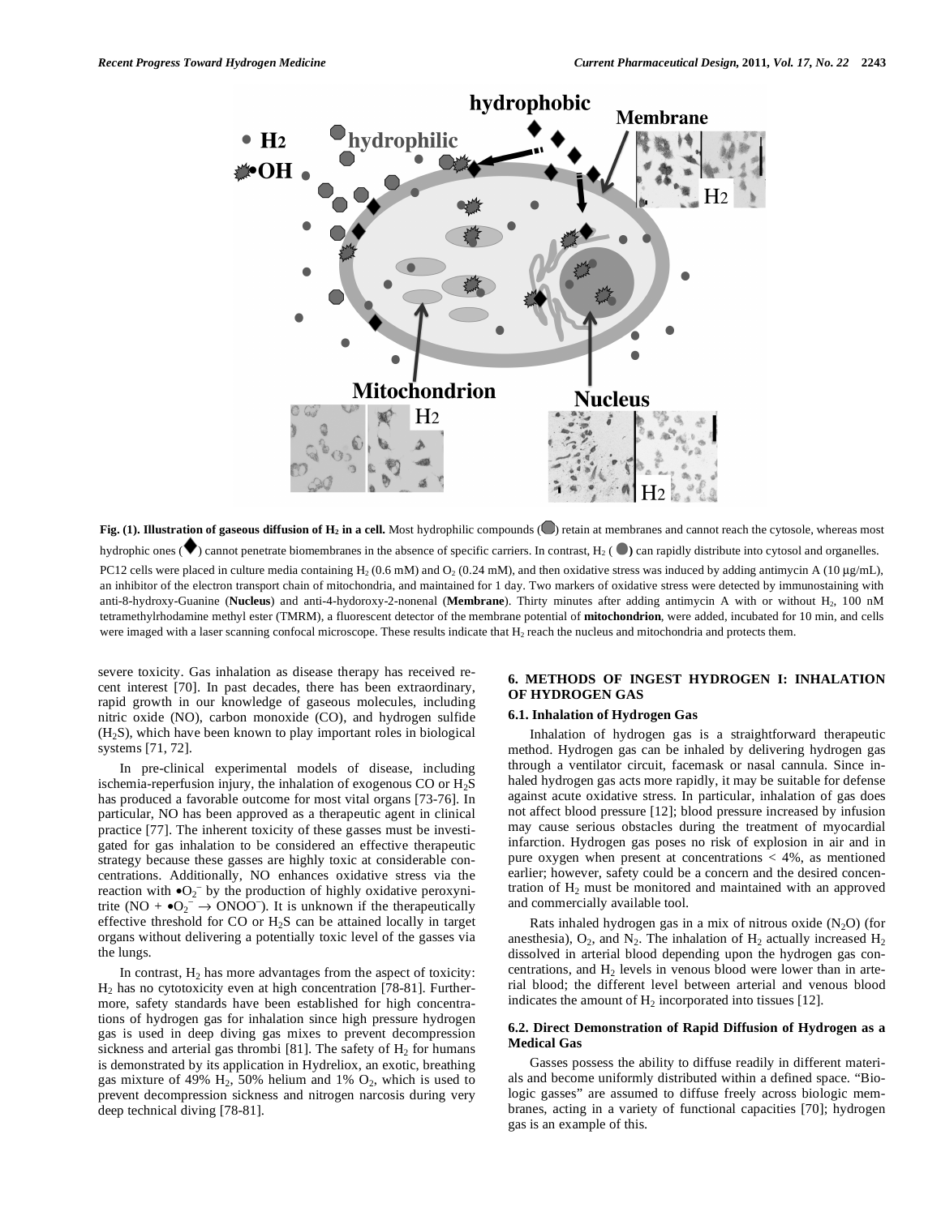**Fig. (1). Illustration of gaseous diffusion of $H_2$ in a cell.** Most hydrophilic compounds (⬣) retain at membranes and cannot reach the cytosole, whereas most hydrophobic ones (◆) cannot penetrate biomembranes in the absence of specific carriers. In contrast, $H_2$ (●) can rapidly distribute into cytosol and organelles. PC12 cells were placed in culture media containing $H_2$ (0.6 mM) and $O_2$ (0.24 mM), and then oxidative stress was induced by adding antimycin A (10 μg/mL), an inhibitor of the electron transport chain of mitochondria, and maintained for 1 day. Two markers of oxidative stress were detected by immunostaining with anti-8-hydroxy-Guanine (**Nucleus**) and anti-4-hydoroxy-2-nonenal (**Membrane**). Thirty minutes after adding antimycin A with or without $H_2$, 100 nM tetramethylrhodamine methyl ester (TMRM), a fluorescent detector of the membrane potential of **mitochondrion**, were added, incubated for 10 min, and cells were imaged with a laser scanning confocal microscope. These results indicate that $H_2$ reach the nucleus and mitochondria and protects them.

severe toxicity. Gas inhalation as disease therapy has received recent interest [70]. In past decades, there has been extraordinary, rapid growth in our knowledge of gaseous molecules, including nitric oxide (NO), carbon monoxide (CO), and hydrogen sulfide ($H_2S$), which have been known to play important roles in biological systems [71, 72].

In pre-clinical experimental models of disease, including ischemia-reperfusion injury, the inhalation of exogenous CO or $H_2S$ has produced a favorable outcome for most vital organs [73-76]. In particular, NO has been approved as a therapeutic agent in clinical practice [77]. The inherent toxicity of these gasses must be investigated for gas inhalation to be considered an effective therapeutic strategy because these gasses are highly toxic at considerable concentrations. Additionally, NO enhances oxidative stress via the reaction with $\bullet O_2^-$ by the production of highly oxidative peroxynitrite ($NO + \bullet O_2^- \rightarrow ONOO^-$). It is unknown if the therapeutically effective threshold for CO or $H_2S$ can be attained locally in target organs without delivering a potentially toxic level of the gasses via the lungs.

In contrast, $H_2$ has more advantages from the aspect of toxicity: $H_2$ has no cytotoxicity even at high concentration [78-81]. Furthermore, safety standards have been established for high concentrations of hydrogen gas for inhalation since high pressure hydrogen gas is used in deep diving gas mixes to prevent decompression sickness and arterial gas thrombi [81]. The safety of $H_2$ for humans is demonstrated by its application in Hydreliox, an exotic, breathing gas mixture of 49% $H_2$, 50% helium and 1% $O_2$, which is used to prevent decompression sickness and nitrogen narcosis during very deep technical diving [78-81].

## 6. METHODS OF INGEST HYDROGEN I: INHALATION OF HYDROGEN GAS

### 6.1. Inhalation of Hydrogen Gas

Inhalation of hydrogen gas is a straightforward therapeutic method. Hydrogen gas can be inhaled by delivering hydrogen gas through a ventilator circuit, facemask or nasal cannula. Since inhaled hydrogen gas acts more rapidly, it may be suitable for defense against acute oxidative stress. In particular, inhalation of gas does not affect blood pressure [12]; blood pressure increased by infusion may cause serious obstacles during the treatment of myocardial infarction. Hydrogen gas poses no risk of explosion in air and in pure oxygen when present at concentrations < 4%, as mentioned earlier; however, safety could be a concern and the desired concentration of $H_2$ must be monitored and maintained with an approved and commercially available tool.

Rats inhaled hydrogen gas in a mix of nitrous oxide ($N_2O$) (for anesthesia), $O_2$, and $N_2$. The inhalation of $H_2$ actually increased $H_2$ dissolved in arterial blood depending upon the hydrogen gas concentrations, and $H_2$ levels in venous blood were lower than in arterial blood; the different level between arterial and venous blood indicates the amount of $H_2$ incorporated into tissues [12].

### 6.2. Direct Demonstration of Rapid Diffusion of Hydrogen as a Medical Gas

Gasses possess the ability to diffuse readily in different materials and become uniformly distributed within a defined space. "Biologic gasses" are assumed to diffuse freely across biologic membranes, acting in a variety of functional capacities [70]; hydrogen gas is an example of this.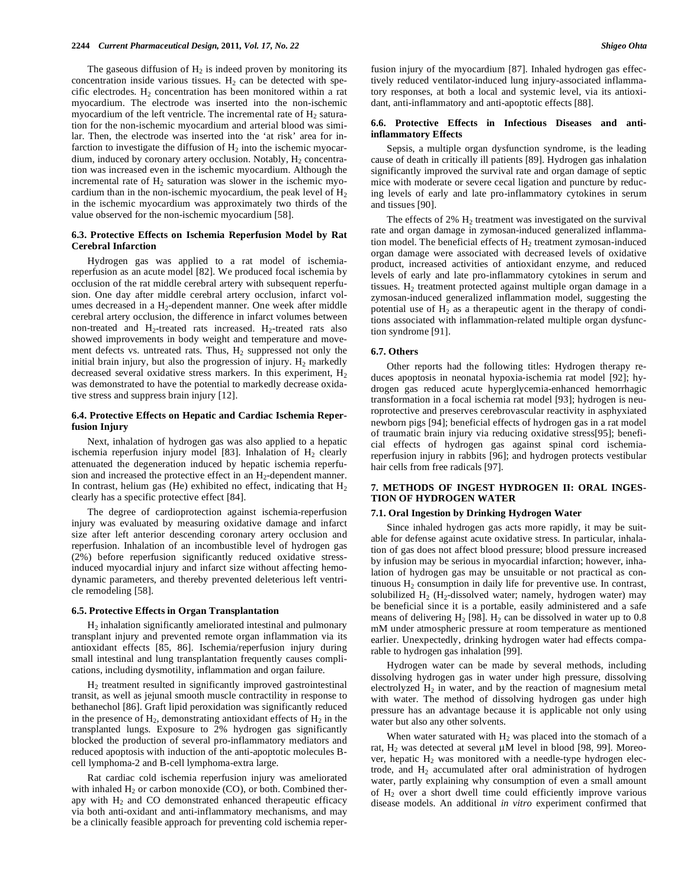The gaseous diffusion of $H_2$ is indeed proven by monitoring its concentration inside various tissues. $H_2$ can be detected with specific electrodes. $H_2$ concentration has been monitored within a rat myocardium. The electrode was inserted into the non-ischemic myocardium of the left ventricle. The incremental rate of $H_2$ saturation for the non-ischemic myocardium and arterial blood was similar. Then, the electrode was inserted into the 'at risk' area for infarction to investigate the diffusion of $H_2$ into the ischemic myocardium, induced by coronary artery occlusion. Notably, $H_2$ concentration was increased even in the ischemic myocardium. Although the incremental rate of $H_2$ saturation was slower in the ischemic myocardium than in the non-ischemic myocardium, the peak level of $H_2$ in the ischemic myocardium was approximately two thirds of the value observed for the non-ischemic myocardium [58].

### 6.3. Protective Effects on Ischemia Reperfusion Model by Rat Cerebral Infarction

Hydrogen gas was applied to a rat model of ischemia-reperfusion as an acute model [82]. We produced focal ischemia by occlusion of the rat middle cerebral artery with subsequent reperfusion. One day after middle cerebral artery occlusion, infarct volumes decreased in a $H_2$-dependent manner. One week after middle cerebral artery occlusion, the difference in infarct volumes between non-treated and $H_2$-treated rats increased. $H_2$-treated rats also showed improvements in body weight and temperature and movement defects vs. untreated rats. Thus, $H_2$ suppressed not only the initial brain injury, but also the progression of injury. $H_2$ markedly decreased several oxidative stress markers. In this experiment, $H_2$ was demonstrated to have the potential to markedly decrease oxidative stress and suppress brain injury [12].

### 6.4. Protective Effects on Hepatic and Cardiac Ischemia Reperfusion Injury

Next, inhalation of hydrogen gas was also applied to a hepatic ischemia reperfusion injury model [83]. Inhalation of $H_2$ clearly attenuated the degeneration induced by hepatic ischemia reperfusion and increased the protective effect in an $H_2$-dependent manner. In contrast, helium gas (He) exhibited no effect, indicating that $H_2$ clearly has a specific protective effect [84].

The degree of cardioprotection against ischemia-reperfusion injury was evaluated by measuring oxidative damage and infarct size after left anterior descending coronary artery occlusion and reperfusion. Inhalation of an incombustible level of hydrogen gas (2%) before reperfusion significantly reduced oxidative stress-induced myocardial injury and infarct size without affecting hemodynamic parameters, and thereby prevented deleterious left ventricle remodeling [58].

### 6.5. Protective Effects in Organ Transplantation

$H_2$ inhalation significantly ameliorated intestinal and pulmonary transplant injury and prevented remote organ inflammation via its antioxidant effects [85, 86]. Ischemia/reperfusion injury during small intestinal and lung transplantation frequently causes complications, including dysmotility, inflammation and organ failure.

$H_2$ treatment resulted in significantly improved gastrointestinal transit, as well as jejunal smooth muscle contractility in response to bethanechol [86]. Graft lipid peroxidation was significantly reduced in the presence of $H_2$, demonstrating antioxidant effects of $H_2$ in the transplanted lungs. Exposure to 2% hydrogen gas significantly blocked the production of several pro-inflammatory mediators and reduced apoptosis with induction of the anti-apoptotic molecules B-cell lymphoma-2 and B-cell lymphoma-extra large.

Rat cardiac cold ischemia reperfusion injury was ameliorated with inhaled $H_2$ or carbon monoxide (CO), or both. Combined therapy with $H_2$ and CO demonstrated enhanced therapeutic efficacy via both anti-oxidant and anti-inflammatory mechanisms, and may be a clinically feasible approach for preventing cold ischemia reperfusion injury of the myocardium [87]. Inhaled hydrogen gas effectively reduced ventilator-induced lung injury-associated inflammatory responses, at both a local and systemic level, via its antioxidant, anti-inflammatory and anti-apoptotic effects [88].

### 6.6. Protective Effects in Infectious Diseases and anti-inflammatory Effects

Sepsis, a multiple organ dysfunction syndrome, is the leading cause of death in critically ill patients [89]. Hydrogen gas inhalation significantly improved the survival rate and organ damage of septic mice with moderate or severe cecal ligation and puncture by reducing levels of early and late pro-inflammatory cytokines in serum and tissues [90].

The effects of 2% $H_2$ treatment was investigated on the survival rate and organ damage in zymosan-induced generalized inflammation model. The beneficial effects of $H_2$ treatment zymosan-induced organ damage were associated with decreased levels of oxidative product, increased activities of antioxidant enzyme, and reduced levels of early and late pro-inflammatory cytokines in serum and tissues. $H_2$ treatment protected against multiple organ damage in a zymosan-induced generalized inflammation model, suggesting the potential use of $H_2$ as a therapeutic agent in the therapy of conditions associated with inflammation-related multiple organ dysfunction syndrome [91].

### 6.7. Others

Other reports had the following titles: Hydrogen therapy reduces apoptosis in neonatal hypoxia-ischemia rat model [92]; hydrogen gas reduced acute hyperglycemia-enhanced hemorrhagic transformation in a focal ischemia rat model [93]; hydrogen is neuroprotective and preserves cerebrovascular reactivity in asphyxiated newborn pigs [94]; beneficial effects of hydrogen gas in a rat model of traumatic brain injury via reducing oxidative stress[95]; beneficial effects of hydrogen gas against spinal cord ischemia-reperfusion injury in rabbits [96]; and hydrogen protects vestibular hair cells from free radicals [97].

## 7. METHODS OF INGEST HYDROGEN II: ORAL INGESTION OF HYDROGEN WATER

### 7.1. Oral Ingestion by Drinking Hydrogen Water

Since inhaled hydrogen gas acts more rapidly, it may be suitable for defense against acute oxidative stress. In particular, inhalation of gas does not affect blood pressure; blood pressure increased by infusion may be serious in myocardial infarction; however, inhalation of hydrogen gas may be unsuitable or not practical as continuous $H_2$ consumption in daily life for preventive use. In contrast, solubilized $H_2$ ($H_2$-dissolved water; namely, hydrogen water) may be beneficial since it is a portable, easily administered and a safe means of delivering $H_2$ [98]. $H_2$ can be dissolved in water up to 0.8 mM under atmospheric pressure at room temperature as mentioned earlier. Unexpectedly, drinking hydrogen water had effects comparable to hydrogen gas inhalation [99].

Hydrogen water can be made by several methods, including dissolving hydrogen gas in water under high pressure, dissolving electrolyzed $H_2$ in water, and by the reaction of magnesium metal with water. The method of dissolving hydrogen gas under high pressure has an advantage because it is applicable not only using water but also any other solvents.

When water saturated with $H_2$ was placed into the stomach of a rat, $H_2$ was detected at several μM level in blood [98, 99]. Moreover, hepatic $H_2$ was monitored with a needle-type hydrogen electrode, and $H_2$ accumulated after oral administration of hydrogen water, partly explaining why consumption of even a small amount of $H_2$ over a short dwell time could efficiently improve various disease models. An additional *in vitro* experiment confirmed that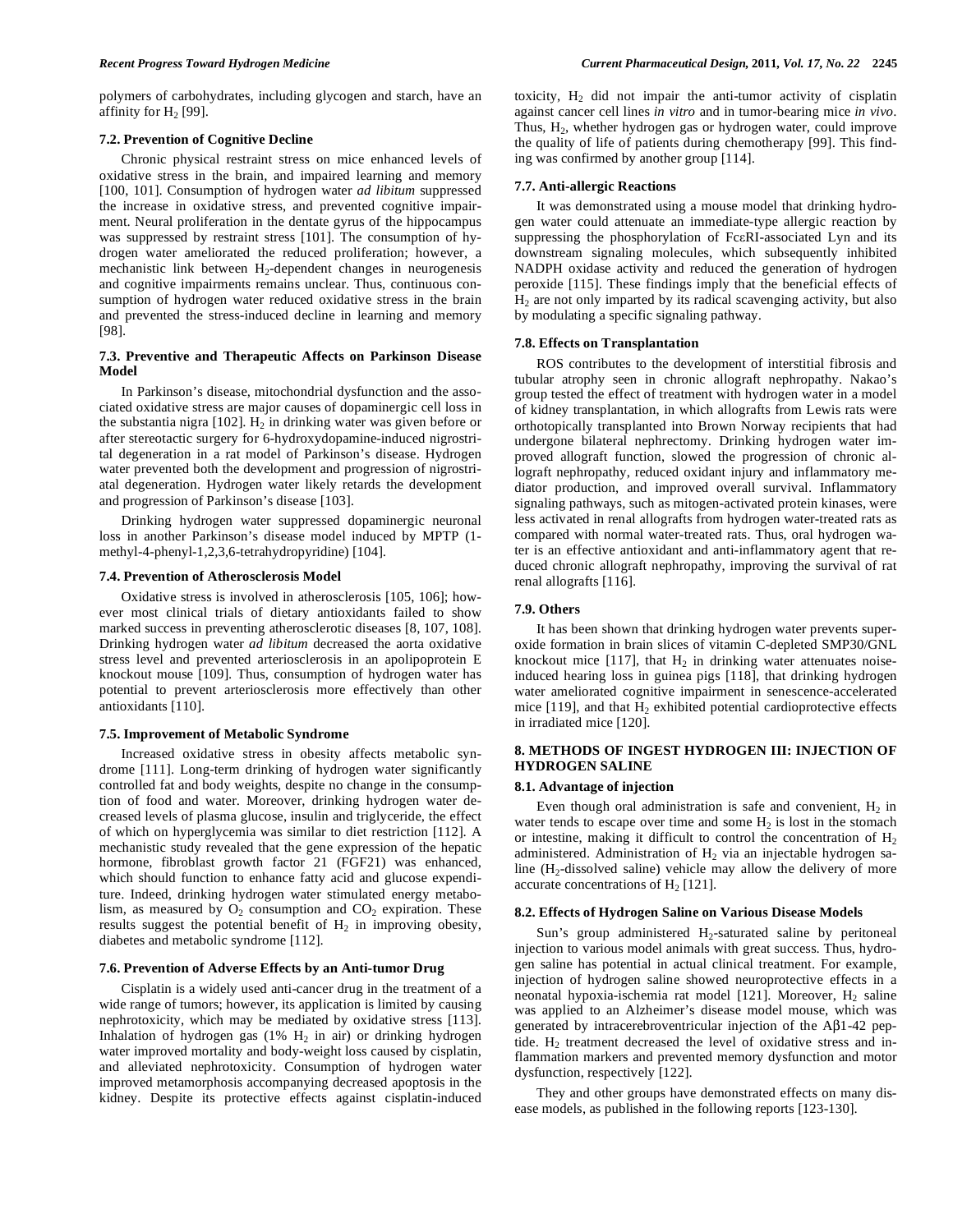polymers of carbohydrates, including glycogen and starch, have an affinity for $H_2$ [99].

### 7.2. Prevention of Cognitive Decline

Chronic physical restraint stress on mice enhanced levels of oxidative stress in the brain, and impaired learning and memory [100, 101]. Consumption of hydrogen water *ad libitum* suppressed the increase in oxidative stress, and prevented cognitive impairment. Neural proliferation in the dentate gyrus of the hippocampus was suppressed by restraint stress [101]. The consumption of hydrogen water ameliorated the reduced proliferation; however, a mechanistic link between $H_2$-dependent changes in neurogenesis and cognitive impairments remains unclear. Thus, continuous consumption of hydrogen water reduced oxidative stress in the brain and prevented the stress-induced decline in learning and memory [98].

### 7.3. Preventive and Therapeutic Affects on Parkinson Disease Model

In Parkinson's disease, mitochondrial dysfunction and the associated oxidative stress are major causes of dopaminergic cell loss in the substantia nigra [102]. $H_2$ in drinking water was given before or after stereotactic surgery for 6-hydroxydopamine-induced nigrostrital degeneration in a rat model of Parkinson's disease. Hydrogen water prevented both the development and progression of nigrostriatal degeneration. Hydrogen water likely retards the development and progression of Parkinson's disease [103].

Drinking hydrogen water suppressed dopaminergic neuronal loss in another Parkinson's disease model induced by MPTP (1-methyl-4-phenyl-1,2,3,6-tetrahydropyridine) [104].

### 7.4. Prevention of Atherosclerosis Model

Oxidative stress is involved in atherosclerosis [105, 106]; however most clinical trials of dietary antioxidants failed to show marked success in preventing atherosclerotic diseases [8, 107, 108]. Drinking hydrogen water *ad libitum* decreased the aorta oxidative stress level and prevented arteriosclerosis in an apolipoprotein E knockout mouse [109]. Thus, consumption of hydrogen water has potential to prevent arteriosclerosis more effectively than other antioxidants [110].

### 7.5. Improvement of Metabolic Syndrome

Increased oxidative stress in obesity affects metabolic syndrome [111]. Long-term drinking of hydrogen water significantly controlled fat and body weights, despite no change in the consumption of food and water. Moreover, drinking hydrogen water decreased levels of plasma glucose, insulin and triglyceride, the effect of which on hyperglycemia was similar to diet restriction [112]. A mechanistic study revealed that the gene expression of the hepatic hormone, fibroblast growth factor 21 (FGF21) was enhanced, which should function to enhance fatty acid and glucose expenditure. Indeed, drinking hydrogen water stimulated energy metabolism, as measured by $O_2$ consumption and $CO_2$ expiration. These results suggest the potential benefit of $H_2$ in improving obesity, diabetes and metabolic syndrome [112].

### 7.6. Prevention of Adverse Effects by an Anti-tumor Drug

Cisplatin is a widely used anti-cancer drug in the treatment of a wide range of tumors; however, its application is limited by causing nephrotoxicity, which may be mediated by oxidative stress [113]. Inhalation of hydrogen gas (1% $H_2$ in air) or drinking hydrogen water improved mortality and body-weight loss caused by cisplatin, and alleviated nephrotoxicity. Consumption of hydrogen water improved metamorphosis accompanying decreased apoptosis in the kidney. Despite its protective effects against cisplatin-induced toxicity, $H_2$ did not impair the anti-tumor activity of cisplatin against cancer cell lines *in vitro* and in tumor-bearing mice *in vivo*. Thus, $H_2$, whether hydrogen gas or hydrogen water, could improve the quality of life of patients during chemotherapy [99]. This finding was confirmed by another group [114].

### 7.7. Anti-allergic Reactions

It was demonstrated using a mouse model that drinking hydrogen water could attenuate an immediate-type allergic reaction by suppressing the phosphorylation of FcεRI-associated Lyn and its downstream signaling molecules, which subsequently inhibited NADPH oxidase activity and reduced the generation of hydrogen peroxide [115]. These findings imply that the beneficial effects of $H_2$ are not only imparted by its radical scavenging activity, but also by modulating a specific signaling pathway.

### 7.8. Effects on Transplantation

ROS contributes to the development of interstitial fibrosis and tubular atrophy seen in chronic allograft nephropathy. Nakao's group tested the effect of treatment with hydrogen water in a model of kidney transplantation, in which allografts from Lewis rats were orthotopically transplanted into Brown Norway recipients that had undergone bilateral nephrectomy. Drinking hydrogen water improved allograft function, slowed the progression of chronic allograft nephropathy, reduced oxidant injury and inflammatory mediator production, and improved overall survival. Inflammatory signaling pathways, such as mitogen-activated protein kinases, were less activated in renal allografts from hydrogen water-treated rats as compared with normal water-treated rats. Thus, oral hydrogen water is an effective antioxidant and anti-inflammatory agent that reduced chronic allograft nephropathy, improving the survival of rat renal allografts [116].

### 7.9. Others

It has been shown that drinking hydrogen water prevents superoxide formation in brain slices of vitamin C-depleted SMP30/GNL knockout mice [117], that $H_2$ in drinking water attenuates noise-induced hearing loss in guinea pigs [118], that drinking hydrogen water ameliorated cognitive impairment in senescence-accelerated mice [119], and that $H_2$ exhibited potential cardioprotective effects in irradiated mice [120].

## 8. METHODS OF INGEST HYDROGEN III: INJECTION OF HYDROGEN SALINE

### 8.1. Advantage of injection

Even though oral administration is safe and convenient, $H_2$ in water tends to escape over time and some $H_2$ is lost in the stomach or intestine, making it difficult to control the concentration of $H_2$ administered. Administration of $H_2$ via an injectable hydrogen saline ($H_2$-dissolved saline) vehicle may allow the delivery of more accurate concentrations of $H_2$ [121].

### 8.2. Effects of Hydrogen Saline on Various Disease Models

Sun's group administered $H_2$-saturated saline by peritoneal injection to various model animals with great success. Thus, hydrogen saline has potential in actual clinical treatment. For example, injection of hydrogen saline showed neuroprotective effects in a neonatal hypoxia-ischemia rat model [121]. Moreover, $H_2$ saline was applied to an Alzheimer's disease model mouse, which was generated by intracerebroventricular injection of the Aβ1-42 peptide. $H_2$ treatment decreased the level of oxidative stress and inflammation markers and prevented memory dysfunction and motor dysfunction, respectively [122].

They and other groups have demonstrated effects on many disease models, as published in the following reports [123-130].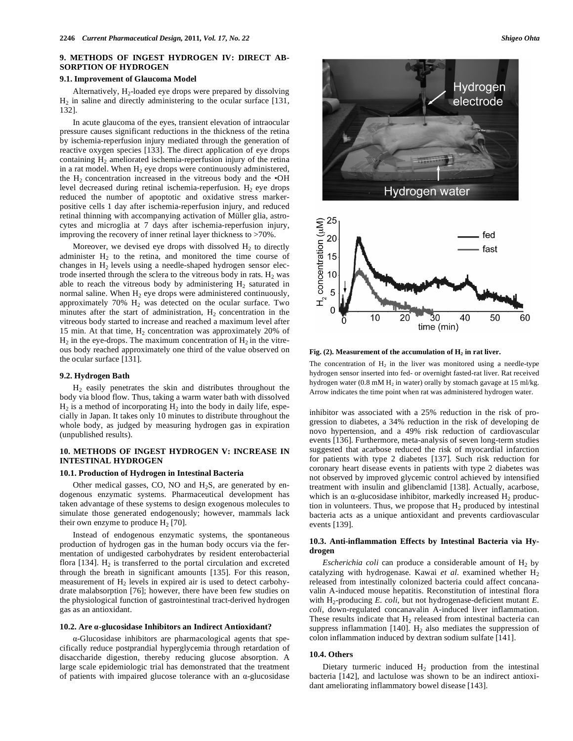## 9. METHODS OF INGEST HYDROGEN IV: DIRECT ABSORPTION OF HYDROGEN

### 9.1. Improvement of Glaucoma Model

Alternatively, $H_2$-loaded eye drops were prepared by dissolving $H_2$ in saline and directly administering to the ocular surface [131, 132].

In acute glaucoma of the eyes, transient elevation of intraocular pressure causes significant reductions in the thickness of the retina by ischemia-reperfusion injury mediated through the generation of reactive oxygen species [133]. The direct application of eye drops containing $H_2$ ameliorated ischemia-reperfusion injury of the retina in a rat model. When $H_2$ eye drops were continuously administered, the $H_2$ concentration increased in the vitreous body and the •OH level decreased during retinal ischemia-reperfusion. $H_2$ eye drops reduced the number of apoptotic and oxidative stress marker-positive cells 1 day after ischemia-reperfusion injury, and reduced retinal thinning with accompanying activation of Müller glia, astrocytes and microglia at 7 days after ischemia-reperfusion injury, improving the recovery of inner retinal layer thickness to >70%.

Moreover, we devised eye drops with dissolved $H_2$ to directly administer $H_2$ to the retina, and monitored the time course of changes in $H_2$ levels using a needle-shaped hydrogen sensor electrode inserted through the sclera to the vitreous body in rats. $H_2$ was able to reach the vitreous body by administering $H_2$ saturated in normal saline. When $H_2$ eye drops were administered continuously, approximately 70% $H_2$ was detected on the ocular surface. Two minutes after the start of administration, $H_2$ concentration in the vitreous body started to increase and reached a maximum level after 15 min. At that time, $H_2$ concentration was approximately 20% of $H_2$ in the eye-drops. The maximum concentration of $H_2$ in the vitreous body reached approximately one third of the value observed on the ocular surface [131].

### 9.2. Hydrogen Bath

$H_2$ easily penetrates the skin and distributes throughout the body via blood flow. Thus, taking a warm water bath with dissolved $H_2$ is a method of incorporating $H_2$ into the body in daily life, especially in Japan. It takes only 10 minutes to distribute throughout the whole body, as judged by measuring hydrogen gas in expiration (unpublished results).

## 10. METHODS OF INGEST HYDROGEN V: INCREASE IN INTESTINAL HYDROGEN

### 10.1. Production of Hydrogen in Intestinal Bacteria

Other medical gasses, CO, NO and $H_2S$, are generated by endogenous enzymatic systems. Pharmaceutical development has taken advantage of these systems to design exogenous molecules to simulate those generated endogenously; however, mammals lack their own enzyme to produce $H_2$ [70].

Instead of endogenous enzymatic systems, the spontaneous production of hydrogen gas in the human body occurs via the fermentation of undigested carbohydrates by resident enterobacterial flora [134]. $H_2$ is transferred to the portal circulation and excreted through the breath in significant amounts [135]. For this reason, measurement of $H_2$ levels in expired air is used to detect carbohydrate malabsorption [76]; however, there have been few studies on the physiological function of gastrointestinal tract-derived hydrogen gas as an antioxidant.

### 10.2. Are α-glucosidase Inhibitors an Indirect Antioxidant?

α-Glucosidase inhibitors are pharmacological agents that specifically reduce postprandial hyperglycemia through retardation of disaccharide digestion, thereby reducing glucose absorption. A large scale epidemiologic trial has demonstrated that the treatment of patients with impaired glucose tolerance with an α-glucosidase inhibitor was associated with a 25% reduction in the risk of progression to diabetes, a 34% reduction in the risk of developing de novo hypertension, and a 49% risk reduction of cardiovascular events [136]. Furthermore, meta-analysis of seven long-term studies suggested that acarbose reduced the risk of myocardial infarction for patients with type 2 diabetes [137]. Such risk reduction for coronary heart disease events in patients with type 2 diabetes was not observed by improved glycemic control achieved by intensified treatment with insulin and glibenclamid [138]. Actually, acarbose, which is an α-glucosidase inhibitor, markedly increased $H_2$ production in volunteers. Thus, we propose that $H_2$ produced by intestinal bacteria acts as a unique antioxidant and prevents cardiovascular events [139].

**Fig. (2). Measurement of the accumulation of $H_2$ in rat liver.**

The concentration of $H_2$ in the liver was monitored using a needle-type hydrogen sensor inserted into fed- or overnight fasted-rat liver. Rat received hydrogen water (0.8 mM $H_2$ in water) orally by stomach gavage at 15 ml/kg. Arrow indicates the time point when rat was administered hydrogen water.

### 10.3. Anti-inflammation Effects by Intestinal Bacteria via Hydrogen

*Escherichia coli* can produce a considerable amount of $H_2$ by catalyzing with hydrogenase. Kawai *et al*. examined whether $H_2$ released from intestinally colonized bacteria could affect concanavalin A-induced mouse hepatitis. Reconstitution of intestinal flora with $H_2$-producing *E. coli*, but not hydrogenase-deficient mutant *E. coli*, down-regulated concanavalin A-induced liver inflammation. These results indicate that $H_2$ released from intestinal bacteria can suppress inflammation [140]. $H_2$ also mediates the suppression of colon inflammation induced by dextran sodium sulfate [141].

### 10.4. Others

Dietary turmeric induced $H_2$ production from the intestinal bacteria [142], and lactulose was shown to be an indirect antioxidant ameliorating inflammatory bowel disease [143].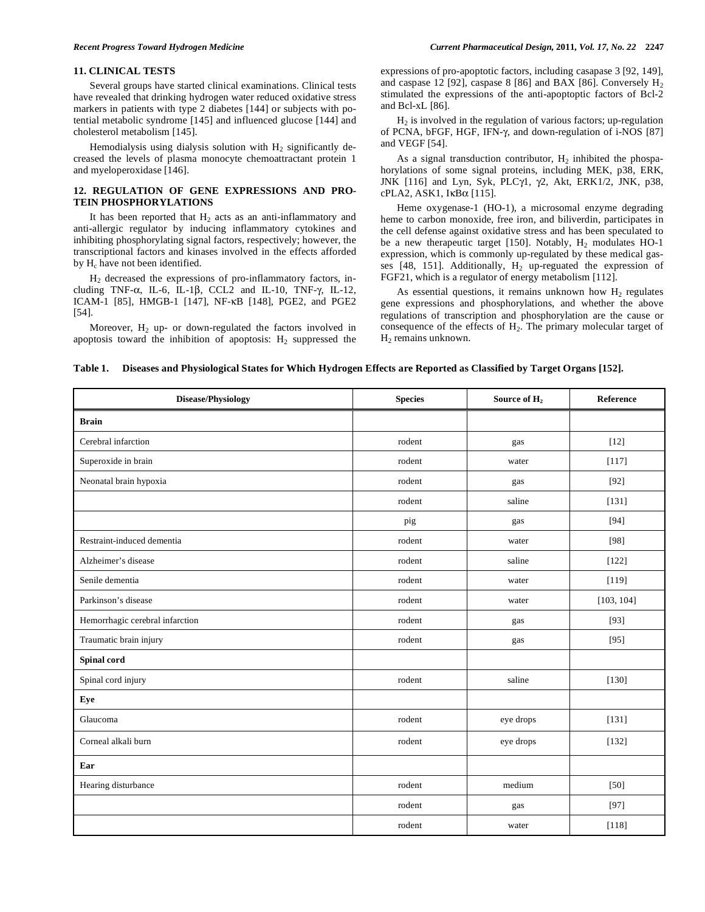## 11. CLINICAL TESTS

Several groups have started clinical examinations. Clinical tests have revealed that drinking hydrogen water reduced oxidative stress markers in patients with type 2 diabetes [144] or subjects with potential metabolic syndrome [145] and influenced glucose [144] and cholesterol metabolism [145].

Hemodialysis using dialysis solution with $H_2$ significantly decreased the levels of plasma monocyte chemoattractant protein 1 and myeloperoxidase [146].

## 12. REGULATION OF GENE EXPRESSIONS AND PROTEIN PHOSPHORYLATIONS

It has been reported that $H_2$ acts as an anti-inflammatory and anti-allergic regulator by inducing inflammatory cytokines and inhibiting phosphorylating signal factors, respectively; however, the transcriptional factors and kinases involved in the effects afforded by $H_c$ have not been identified.

$H_2$ decreased the expressions of pro-inflammatory factors, including TNF-α, IL-6, IL-1β, CCL2 and IL-10, TNF-γ, IL-12, ICAM-1 [85], HMGB-1 [147], NF-κB [148], PGE2, and PGE2 [54].

Moreover, $H_2$ up- or down-regulated the factors involved in apoptosis toward the inhibition of apoptosis: $H_2$ suppressed the expressions of pro-apoptotic factors, including casapase 3 [92, 149], and caspase 12 [92], caspase 8 [86] and BAX [86]. Conversely $H_2$ stimulated the expressions of the anti-apoptoptic factors of Bcl-2 and Bcl-xL [86].

$H_2$ is involved in the regulation of various factors; up-regulation of PCNA, bFGF, HGF, IFN-γ, and down-regulation of i-NOS [87] and VEGF [54].

As a signal transduction contributor, $H_2$ inhibited the phospahorylations of some signal proteins, including MEK, p38, ERK, JNK [116] and Lyn, Syk, PLCγ1, γ2, Akt, ERK1/2, JNK, p38, cPLA2, ASK1, IκBα [115].

Heme oxygenase-1 (HO-1), a microsomal enzyme degrading heme to carbon monoxide, free iron, and biliverdin, participates in the cell defense against oxidative stress and has been speculated to be a new therapeutic target [150]. Notably, $H_2$ modulates HO-1 expression, which is commonly up-regulated by these medical gasses [48, 151]. Additionally, $H_2$ up-reguated the expression of FGF21, which is a regulator of energy metabolism [112].

As essential questions, it remains unknown how $H_2$ regulates gene expressions and phosphorylations, and whether the above regulations of transcription and phosphorylation are the cause or consequence of the effects of $H_2$. The primary molecular target of $H_2$ remains unknown.

**Table 1. Diseases and Physiological States for Which Hydrogen Effects are Reported as Classified by Target Organs [152].**

| Disease/Physiology | Species | Source of $H_2$ | Reference |
|---|---|---|---|
| **Brain** | | | |
| Cerebral infarction | rodent | gas | [12] |
| Superoxide in brain | rodent | water | [117] |
| Neonatal brain hypoxia | rodent | gas | [92] |
| | rodent | saline | [131] |
| | pig | gas | [94] |
| Restraint-induced dementia | rodent | water | [98] |
| Alzheimer's disease | rodent | saline | [122] |
| Senile dementia | rodent | water | [119] |
| Parkinson's disease | rodent | water | [103, 104] |
| Hemorrhagic cerebral infarction | rodent | gas | [93] |
| Traumatic brain injury | rodent | gas | [95] |
| **Spinal cord** | | | |
| Spinal cord injury | rodent | saline | [130] |
| **Eye** | | | |
| Glaucoma | rodent | eye drops | [131] |
| Corneal alkali burn | rodent | eye drops | [132] |
| **Ear** | | | |
| Hearing disturbance | rodent | medium | [50] |
| | rodent | gas | [97] |
| | rodent | water | [118] |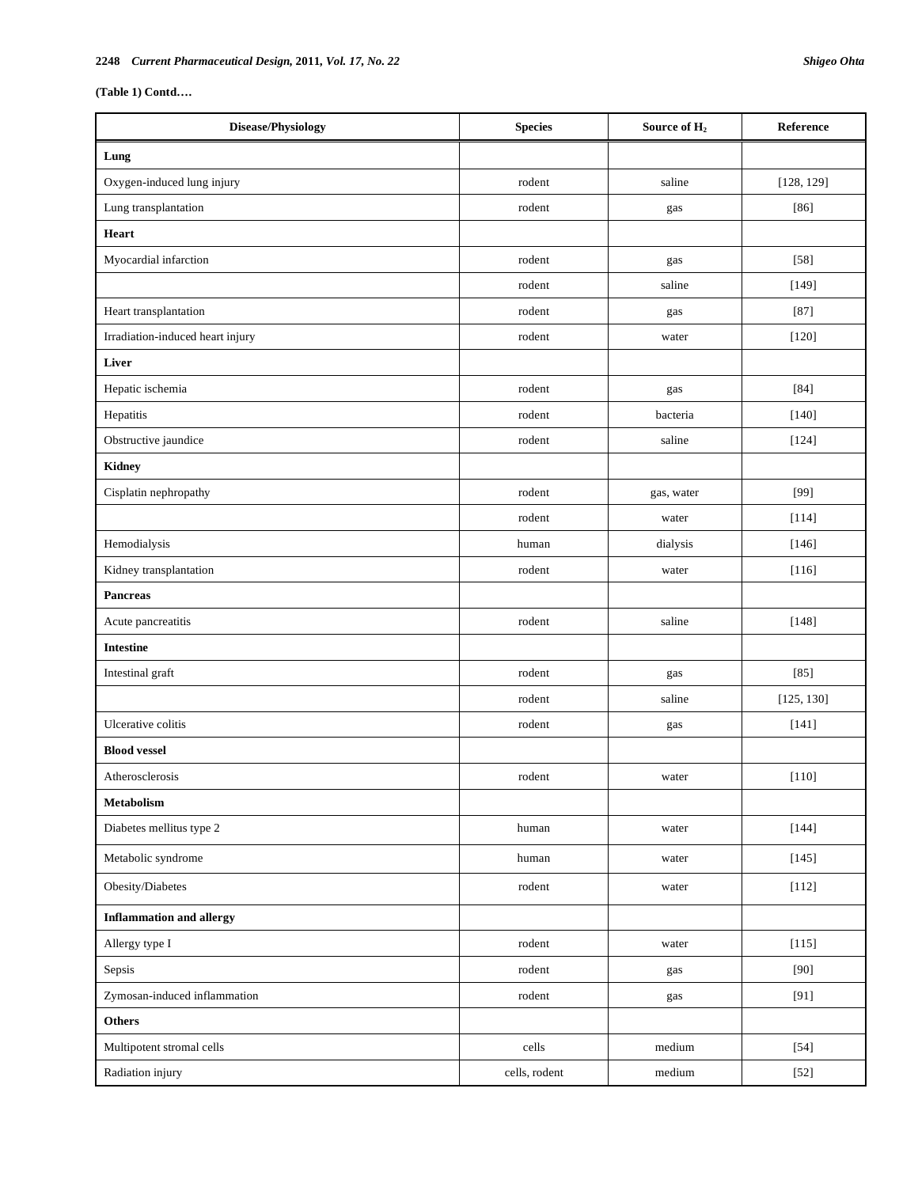**(Table 1) Contd….**

| Disease/Physiology | Species | Source of $H_2$ | Reference |
|---|---|---|---|
| **Lung** | | | |
| Oxygen-induced lung injury | rodent | saline | [128, 129] |
| Lung transplantation | rodent | gas | [86] |
| **Heart** | | | |
| Myocardial infarction | rodent | gas | [58] |
| | rodent | saline | [149] |
| Heart transplantation | rodent | gas | [87] |
| Irradiation-induced heart injury | rodent | water | [120] |
| **Liver** | | | |
| Hepatic ischemia | rodent | gas | [84] |
| Hepatitis | rodent | bacteria | [140] |
| Obstructive jaundice | rodent | saline | [124] |
| **Kidney** | | | |
| Cisplatin nephropathy | rodent | gas, water | [99] |
| | rodent | water | [114] |
| Hemodialysis | human | dialysis | [146] |
| Kidney transplantation | rodent | water | [116] |
| **Pancreas** | | | |
| Acute pancreatitis | rodent | saline | [148] |
| **Intestine** | | | |
| Intestinal graft | rodent | gas | [85] |
| | rodent | saline | [125, 130] |
| Ulcerative colitis | rodent | gas | [141] |
| **Blood vessel** | | | |
| Atherosclerosis | rodent | water | [110] |
| **Metabolism** | | | |
| Diabetes mellitus type 2 | human | water | [144] |
| Metabolic syndrome | human | water | [145] |
| Obesity/Diabetes | rodent | water | [112] |
| **Inflammation and allergy** | | | |
| Allergy type I | rodent | water | [115] |
| Sepsis | rodent | gas | [90] |
| Zymosan-induced inflammation | rodent | gas | [91] |
| **Others** | | | |
| Multipotent stromal cells | cells | medium | [54] |
| Radiation injury | cells, rodent | medium | [52] |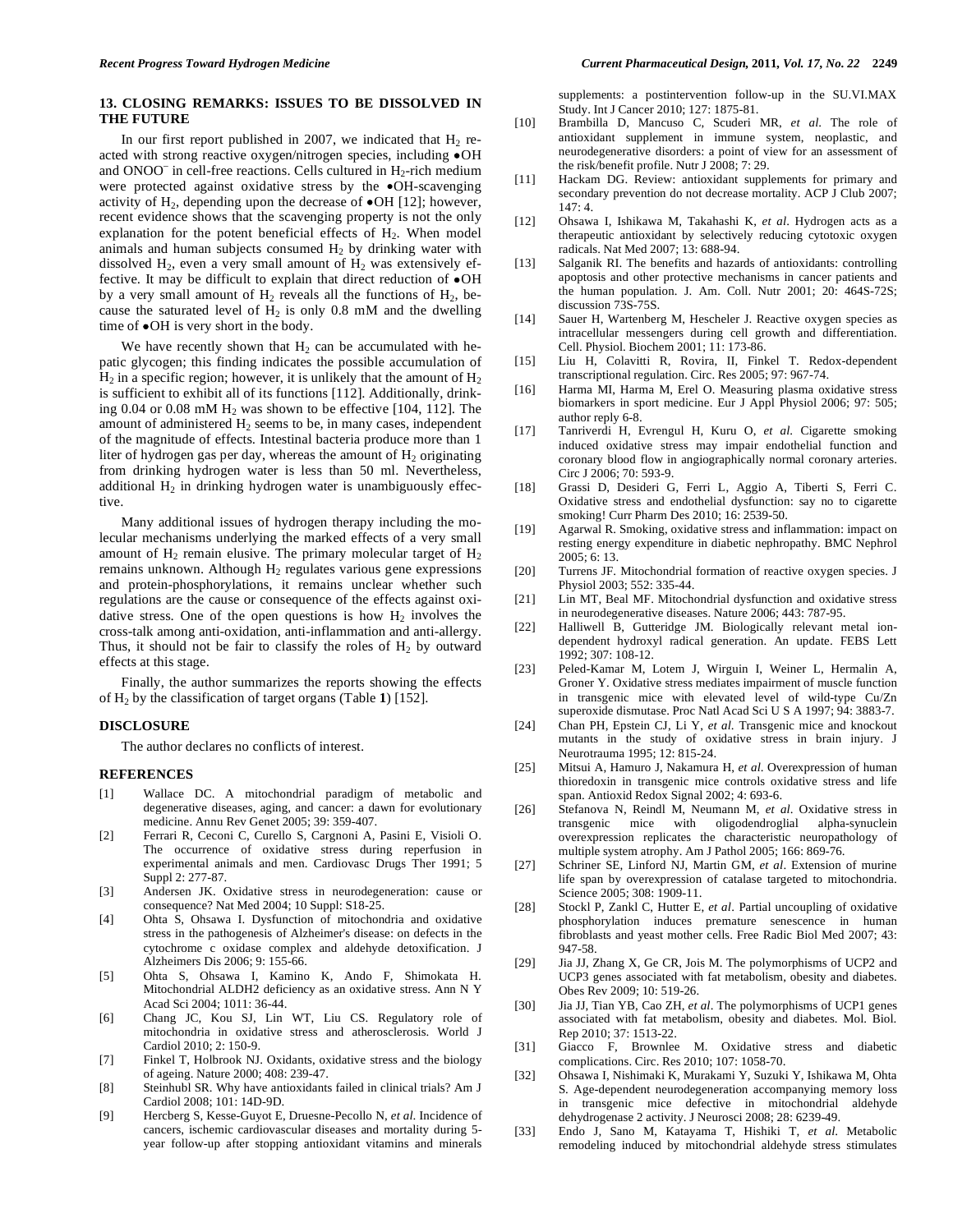## 13. CLOSING REMARKS: ISSUES TO BE DISSOLVED IN THE FUTURE

In our first report published in 2007, we indicated that $H_2$ reacted with strong reactive oxygen/nitrogen species, including •OH and $ONOO^-$ in cell-free reactions. Cells cultured in $H_2$-rich medium were protected against oxidative stress by the •OH-scavenging activity of $H_2$, depending upon the decrease of •OH [12]; however, recent evidence shows that the scavenging property is not the only explanation for the potent beneficial effects of $H_2$. When model animals and human subjects consumed $H_2$ by drinking water with dissolved $H_2$, even a very small amount of $H_2$ was extensively effective. It may be difficult to explain that direct reduction of •OH by a very small amount of $H_2$ reveals all the functions of $H_2$, because the saturated level of $H_2$ is only 0.8 mM and the dwelling time of •OH is very short in the body.

We have recently shown that $H_2$ can be accumulated with hepatic glycogen; this finding indicates the possible accumulation of $H_2$ in a specific region; however, it is unlikely that the amount of $H_2$ is sufficient to exhibit all of its functions [112]. Additionally, drinking 0.04 or 0.08 mM $H_2$ was shown to be effective [104, 112]. The amount of administered $H_2$ seems to be, in many cases, independent of the magnitude of effects. Intestinal bacteria produce more than 1 liter of hydrogen gas per day, whereas the amount of $H_2$ originating from drinking hydrogen water is less than 50 ml. Nevertheless, additional $H_2$ in drinking hydrogen water is unambiguously effective.

Many additional issues of hydrogen therapy including the molecular mechanisms underlying the marked effects of a very small amount of $H_2$ remain elusive. The primary molecular target of $H_2$ remains unknown. Although $H_2$ regulates various gene expressions and protein-phosphorylations, it remains unclear whether such regulations are the cause or consequence of the effects against oxidative stress. One of the open questions is how $H_2$ involves the cross-talk among anti-oxidation, anti-inflammation and anti-allergy. Thus, it should not be fair to classify the roles of $H_2$ by outward effects at this stage.

Finally, the author summarizes the reports showing the effects of $H_2$ by the classification of target organs (Table **1**) [152].

## DISCLOSURE

The author declares no conflicts of interest.

## REFERENCES

[1] Wallace DC. A mitochondrial paradigm of metabolic and degenerative diseases, aging, and cancer: a dawn for evolutionary medicine. Annu Rev Genet 2005; 39: 359-407.

[2] Ferrari R, Ceconi C, Curello S, Cargnoni A, Pasini E, Visioli O. The occurrence of oxidative stress during reperfusion in experimental animals and men. Cardiovasc Drugs Ther 1991; 5 Suppl 2: 277-87.

[3] Andersen JK. Oxidative stress in neurodegeneration: cause or consequence? Nat Med 2004; 10 Suppl: S18-25.

[4] Ohta S, Ohsawa I. Dysfunction of mitochondria and oxidative stress in the pathogenesis of Alzheimer's disease: on defects in the cytochrome c oxidase complex and aldehyde detoxification. J Alzheimers Dis 2006; 9: 155-66.

[5] Ohta S, Ohsawa I, Kamino K, Ando F, Shimokata H. Mitochondrial ALDH2 deficiency as an oxidative stress. Ann N Y Acad Sci 2004; 1011: 36-44.

[6] Chang JC, Kou SJ, Lin WT, Liu CS. Regulatory role of mitochondria in oxidative stress and atherosclerosis. World J Cardiol 2010; 2: 150-9.

[7] Finkel T, Holbrook NJ. Oxidants, oxidative stress and the biology of ageing. Nature 2000; 408: 239-47.

[8] Steinhubl SR. Why have antioxidants failed in clinical trials? Am J Cardiol 2008; 101: 14D-9D.

[9] Hercberg S, Kesse-Guyot E, Druesne-Pecollo N, *et al*. Incidence of cancers, ischemic cardiovascular diseases and mortality during 5-year follow-up after stopping antioxidant vitamins and minerals supplements: a postintervention follow-up in the SU.VI.MAX Study. Int J Cancer 2010; 127: 1875-81.

[10] Brambilla D, Mancuso C, Scuderi MR, *et al.* The role of antioxidant supplement in immune system, neoplastic, and neurodegenerative disorders: a point of view for an assessment of the risk/benefit profile. Nutr J 2008; 7: 29.

[11] Hackam DG. Review: antioxidant supplements for primary and secondary prevention do not decrease mortality. ACP J Club 2007; 147: 4.

[12] Ohsawa I, Ishikawa M, Takahashi K, *et al*. Hydrogen acts as a therapeutic antioxidant by selectively reducing cytotoxic oxygen radicals. Nat Med 2007; 13: 688-94.

[13] Salganik RI. The benefits and hazards of antioxidants: controlling apoptosis and other protective mechanisms in cancer patients and the human population. J. Am. Coll. Nutr 2001; 20: 464S-72S; discussion 73S-75S.

[14] Sauer H, Wartenberg M, Hescheler J. Reactive oxygen species as intracellular messengers during cell growth and differentiation. Cell. Physiol. Biochem 2001; 11: 173-86.

[15] Liu H, Colavitti R, Rovira, II, Finkel T. Redox-dependent transcriptional regulation. Circ. Res 2005; 97: 967-74.

[16] Harma MI, Harma M, Erel O. Measuring plasma oxidative stress biomarkers in sport medicine. Eur J Appl Physiol 2006; 97: 505; author reply 6-8.

[17] Tanriverdi H, Evrengul H, Kuru O, *et al*. Cigarette smoking induced oxidative stress may impair endothelial function and coronary blood flow in angiographically normal coronary arteries. Circ J 2006; 70: 593-9.

[18] Grassi D, Desideri G, Ferri L, Aggio A, Tiberti S, Ferri C. Oxidative stress and endothelial dysfunction: say no to cigarette smoking! Curr Pharm Des 2010; 16: 2539-50.

[19] Agarwal R. Smoking, oxidative stress and inflammation: impact on resting energy expenditure in diabetic nephropathy. BMC Nephrol 2005; 6: 13.

[20] Turrens JF. Mitochondrial formation of reactive oxygen species. J Physiol 2003; 552: 335-44.

[21] Lin MT, Beal MF. Mitochondrial dysfunction and oxidative stress in neurodegenerative diseases. Nature 2006; 443: 787-95.

[22] Halliwell B, Gutteridge JM. Biologically relevant metal ion-dependent hydroxyl radical generation. An update. FEBS Lett 1992; 307: 108-12.

[23] Peled-Kamar M, Lotem J, Wirguin I, Weiner L, Hermalin A, Groner Y. Oxidative stress mediates impairment of muscle function in transgenic mice with elevated level of wild-type Cu/Zn superoxide dismutase. Proc Natl Acad Sci U S A 1997; 94: 3883-7.

[24] Chan PH, Epstein CJ, Li Y, *et al*. Transgenic mice and knockout mutants in the study of oxidative stress in brain injury. J Neurotrauma 1995; 12: 815-24.

[25] Mitsui A, Hamuro J, Nakamura H, *et al*. Overexpression of human thioredoxin in transgenic mice controls oxidative stress and life span. Antioxid Redox Signal 2002; 4: 693-6.

[26] Stefanova N, Reindl M, Neumann M, *et al*. Oxidative stress in transgenic mice with oligodendroglial alpha-synuclein overexpression replicates the characteristic neuropathology of multiple system atrophy. Am J Pathol 2005; 166: 869-76.

[27] Schriner SE, Linford NJ, Martin GM, *et al*. Extension of murine life span by overexpression of catalase targeted to mitochondria. Science 2005; 308: 1909-11.

[28] Stockl P, Zankl C, Hutter E, *et al*. Partial uncoupling of oxidative phosphorylation induces premature senescence in human fibroblasts and yeast mother cells. Free Radic Biol Med 2007; 43: 947-58.

[29] Jia JJ, Zhang X, Ge CR, Jois M. The polymorphisms of UCP2 and UCP3 genes associated with fat metabolism, obesity and diabetes. Obes Rev 2009; 10: 519-26.

[30] Jia JJ, Tian YB, Cao ZH, *et al*. The polymorphisms of UCP1 genes associated with fat metabolism, obesity and diabetes. Mol. Biol. Rep 2010; 37: 1513-22.

[31] Giacco F, Brownlee M. Oxidative stress and diabetic complications. Circ. Res 2010; 107: 1058-70.

[32] Ohsawa I, Nishimaki K, Murakami Y, Suzuki Y, Ishikawa M, Ohta S. Age-dependent neurodegeneration accompanying memory loss in transgenic mice defective in mitochondrial aldehyde dehydrogenase 2 activity. J Neurosci 2008; 28: 6239-49.

[33] Endo J, Sano M, Katayama T, Hishiki T, *et al.* Metabolic remodeling induced by mitochondrial aldehyde stress stimulates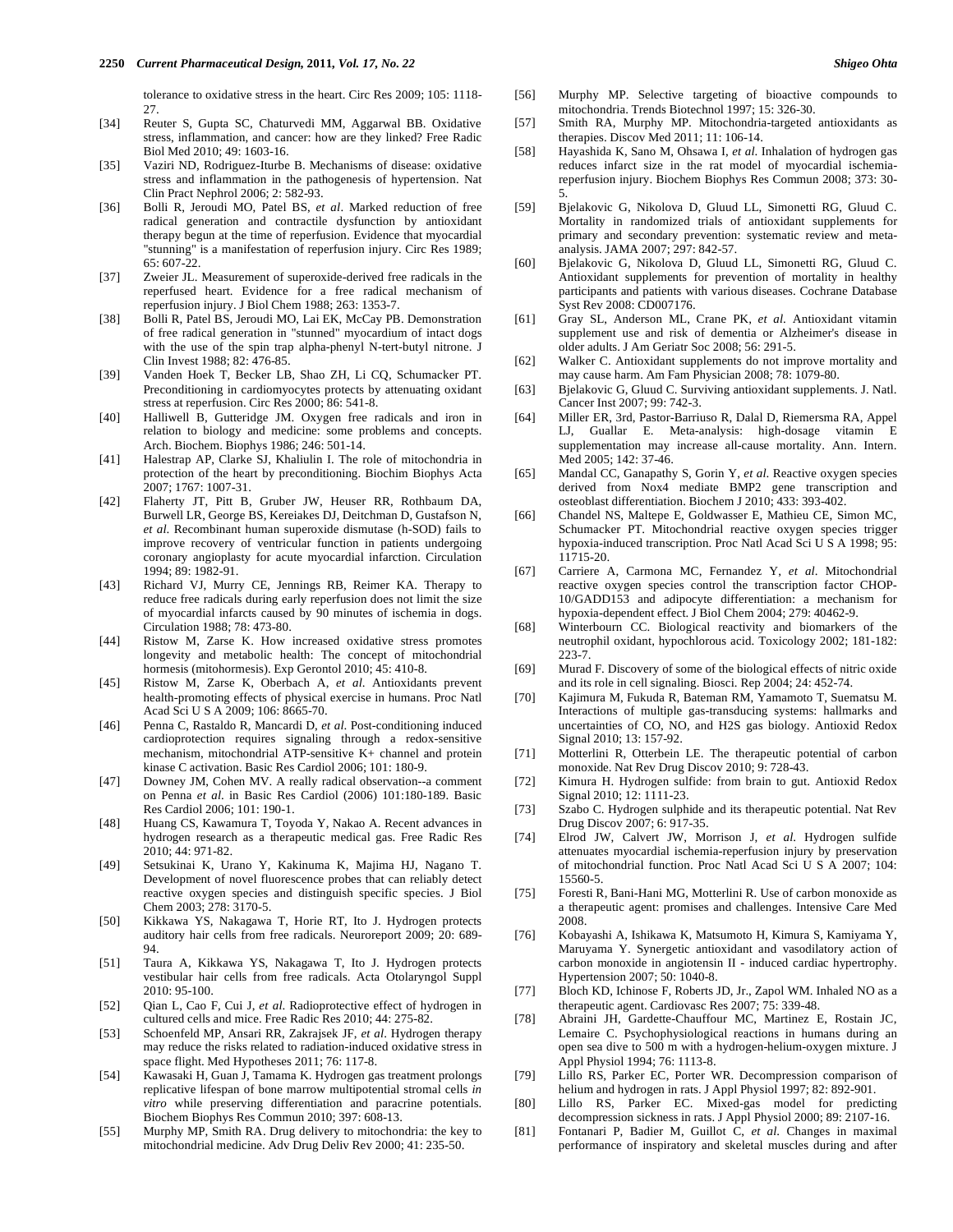tolerance to oxidative stress in the heart. Circ Res 2009; 105: 1118-27.

[34] Reuter S, Gupta SC, Chaturvedi MM, Aggarwal BB. Oxidative stress, inflammation, and cancer: how are they linked? Free Radic Biol Med 2010; 49: 1603-16.

[35] Vaziri ND, Rodriguez-Iturbe B. Mechanisms of disease: oxidative stress and inflammation in the pathogenesis of hypertension. Nat Clin Pract Nephrol 2006; 2: 582-93.

[36] Bolli R, Jeroudi MO, Patel BS, *et al*. Marked reduction of free radical generation and contractile dysfunction by antioxidant therapy begun at the time of reperfusion. Evidence that myocardial "stunning" is a manifestation of reperfusion injury. Circ Res 1989; 65: 607-22.

[37] Zweier JL. Measurement of superoxide-derived free radicals in the reperfused heart. Evidence for a free radical mechanism of reperfusion injury. J Biol Chem 1988; 263: 1353-7.

[38] Bolli R, Patel BS, Jeroudi MO, Lai EK, McCay PB. Demonstration of free radical generation in "stunned" myocardium of intact dogs with the use of the spin trap alpha-phenyl N-tert-butyl nitrone. J Clin Invest 1988; 82: 476-85.

[39] Vanden Hoek T, Becker LB, Shao ZH, Li CQ, Schumacker PT. Preconditioning in cardiomyocytes protects by attenuating oxidant stress at reperfusion. Circ Res 2000; 86: 541-8.

[40] Halliwell B, Gutteridge JM. Oxygen free radicals and iron in relation to biology and medicine: some problems and concepts. Arch. Biochem. Biophys 1986; 246: 501-14.

[41] Halestrap AP, Clarke SJ, Khaliulin I. The role of mitochondria in protection of the heart by preconditioning. Biochim Biophys Acta 2007; 1767: 1007-31.

[42] Flaherty JT, Pitt B, Gruber JW, Heuser RR, Rothbaum DA, Burwell LR, George BS, Kereiakes DJ, Deitchman D, Gustafson N, *et al*. Recombinant human superoxide dismutase (h-SOD) fails to improve recovery of ventricular function in patients undergoing coronary angioplasty for acute myocardial infarction. Circulation 1994; 89: 1982-91.

[43] Richard VJ, Murry CE, Jennings RB, Reimer KA. Therapy to reduce free radicals during early reperfusion does not limit the size of myocardial infarcts caused by 90 minutes of ischemia in dogs. Circulation 1988; 78: 473-80.

[44] Ristow M, Zarse K. How increased oxidative stress promotes longevity and metabolic health: The concept of mitochondrial hormesis (mitohormesis). Exp Gerontol 2010; 45: 410-8.

[45] Ristow M, Zarse K, Oberbach A, *et al*. Antioxidants prevent health-promoting effects of physical exercise in humans. Proc Natl Acad Sci U S A 2009; 106: 8665-70.

[46] Penna C, Rastaldo R, Mancardi D, *et al*. Post-conditioning induced cardioprotection requires signaling through a redox-sensitive mechanism, mitochondrial ATP-sensitive K+ channel and protein kinase C activation. Basic Res Cardiol 2006; 101: 180-9.

[47] Downey JM, Cohen MV. A really radical observation--a comment on Penna *et al*. in Basic Res Cardiol (2006) 101:180-189. Basic Res Cardiol 2006; 101: 190-1.

[48] Huang CS, Kawamura T, Toyoda Y, Nakao A. Recent advances in hydrogen research as a therapeutic medical gas. Free Radic Res 2010; 44: 971-82.

[49] Setsukinai K, Urano Y, Kakinuma K, Majima HJ, Nagano T. Development of novel fluorescence probes that can reliably detect reactive oxygen species and distinguish specific species. J Biol Chem 2003; 278: 3170-5.

[50] Kikkawa YS, Nakagawa T, Horie RT, Ito J. Hydrogen protects auditory hair cells from free radicals. Neuroreport 2009; 20: 689-94.

[51] Taura A, Kikkawa YS, Nakagawa T, Ito J. Hydrogen protects vestibular hair cells from free radicals. Acta Otolaryngol Suppl 2010: 95-100.

[52] Qian L, Cao F, Cui J, *et al*. Radioprotective effect of hydrogen in cultured cells and mice. Free Radic Res 2010; 44: 275-82.

[53] Schoenfeld MP, Ansari RR, Zakrajsek JF, *et al*. Hydrogen therapy may reduce the risks related to radiation-induced oxidative stress in space flight. Med Hypotheses 2011; 76: 117-8.

[54] Kawasaki H, Guan J, Tamama K. Hydrogen gas treatment prolongs replicative lifespan of bone marrow multipotential stromal cells *in vitro* while preserving differentiation and paracrine potentials. Biochem Biophys Res Commun 2010; 397: 608-13.

[55] Murphy MP, Smith RA. Drug delivery to mitochondria: the key to mitochondrial medicine. Adv Drug Deliv Rev 2000; 41: 235-50.

[56] Murphy MP. Selective targeting of bioactive compounds to mitochondria. Trends Biotechnol 1997; 15: 326-30.

[57] Smith RA, Murphy MP. Mitochondria-targeted antioxidants as therapies. Discov Med 2011; 11: 106-14.

[58] Hayashida K, Sano M, Ohsawa I, *et al*. Inhalation of hydrogen gas reduces infarct size in the rat model of myocardial ischemia-reperfusion injury. Biochem Biophys Res Commun 2008; 373: 30-5.

[59] Bjelakovic G, Nikolova D, Gluud LL, Simonetti RG, Gluud C. Mortality in randomized trials of antioxidant supplements for primary and secondary prevention: systematic review and meta-analysis. JAMA 2007; 297: 842-57.

[60] Bjelakovic G, Nikolova D, Gluud LL, Simonetti RG, Gluud C. Antioxidant supplements for prevention of mortality in healthy participants and patients with various diseases. Cochrane Database Syst Rev 2008: CD007176.

[61] Gray SL, Anderson ML, Crane PK, *et al*. Antioxidant vitamin supplement use and risk of dementia or Alzheimer's disease in older adults. J Am Geriatr Soc 2008; 56: 291-5.

[62] Walker C. Antioxidant supplements do not improve mortality and may cause harm. Am Fam Physician 2008; 78: 1079-80.

[63] Bjelakovic G, Gluud C. Surviving antioxidant supplements. J. Natl. Cancer Inst 2007; 99: 742-3.

[64] Miller ER, 3rd, Pastor-Barriuso R, Dalal D, Riemersma RA, Appel LJ, Guallar E. Meta-analysis: high-dosage vitamin E supplementation may increase all-cause mortality. Ann. Intern. Med 2005; 142: 37-46.

[65] Mandal CC, Ganapathy S, Gorin Y, *et al*. Reactive oxygen species derived from Nox4 mediate BMP2 gene transcription and osteoblast differentiation. Biochem J 2010; 433: 393-402.

[66] Chandel NS, Maltepe E, Goldwasser E, Mathieu CE, Simon MC, Schumacker PT. Mitochondrial reactive oxygen species trigger hypoxia-induced transcription. Proc Natl Acad Sci U S A 1998; 95: 11715-20.

[67] Carriere A, Carmona MC, Fernandez Y, *et al*. Mitochondrial reactive oxygen species control the transcription factor CHOP-10/GADD153 and adipocyte differentiation: a mechanism for hypoxia-dependent effect. J Biol Chem 2004; 279: 40462-9.

[68] Winterbourn CC. Biological reactivity and biomarkers of the neutrophil oxidant, hypochlorous acid. Toxicology 2002; 181-182: 223-7.

[69] Murad F. Discovery of some of the biological effects of nitric oxide and its role in cell signaling. Biosci. Rep 2004; 24: 452-74.

[70] Kajimura M, Fukuda R, Bateman RM, Yamamoto T, Suematsu M. Interactions of multiple gas-transducing systems: hallmarks and uncertainties of CO, NO, and H2S gas biology. Antioxid Redox Signal 2010; 13: 157-92.

[71] Motterlini R, Otterbein LE. The therapeutic potential of carbon monoxide. Nat Rev Drug Discov 2010; 9: 728-43.

[72] Kimura H. Hydrogen sulfide: from brain to gut. Antioxid Redox Signal 2010; 12: 1111-23.

[73] Szabo C. Hydrogen sulphide and its therapeutic potential. Nat Rev Drug Discov 2007; 6: 917-35.

[74] Elrod JW, Calvert JW, Morrison J, *et al*. Hydrogen sulfide attenuates myocardial ischemia-reperfusion injury by preservation of mitochondrial function. Proc Natl Acad Sci U S A 2007; 104: 15560-5.

[75] Foresti R, Bani-Hani MG, Motterlini R. Use of carbon monoxide as a therapeutic agent: promises and challenges. Intensive Care Med 2008.

[76] Kobayashi A, Ishikawa K, Matsumoto H, Kimura S, Kamiyama Y, Maruyama Y. Synergetic antioxidant and vasodilatory action of carbon monoxide in angiotensin II - induced cardiac hypertrophy. Hypertension 2007; 50: 1040-8.

[77] Bloch KD, Ichinose F, Roberts JD, Jr., Zapol WM. Inhaled NO as a therapeutic agent. Cardiovasc Res 2007; 75: 339-48.

[78] Abraini JH, Gardette-Chauffour MC, Martinez E, Rostain JC, Lemaire C. Psychophysiological reactions in humans during an open sea dive to 500 m with a hydrogen-helium-oxygen mixture. J Appl Physiol 1994; 76: 1113-8.

[79] Lillo RS, Parker EC, Porter WR. Decompression comparison of helium and hydrogen in rats. J Appl Physiol 1997; 82: 892-901.

[80] Lillo RS, Parker EC. Mixed-gas model for predicting decompression sickness in rats. J Appl Physiol 2000; 89: 2107-16.

[81] Fontanari P, Badier M, Guillot C, *et al*. Changes in maximal performance of inspiratory and skeletal muscles during and after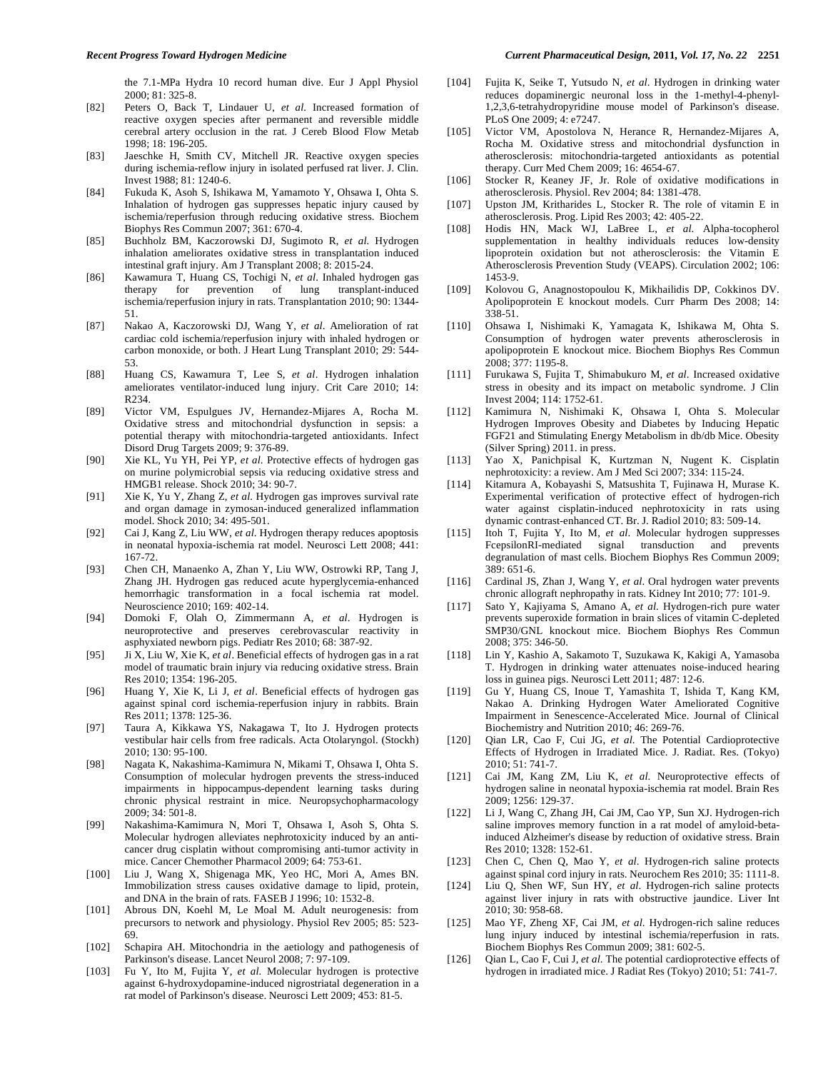the 7.1-MPa Hydra 10 record human dive. Eur J Appl Physiol 2000; 81: 325-8.

[82] Peters O, Back T, Lindauer U, *et al.* Increased formation of reactive oxygen species after permanent and reversible middle cerebral artery occlusion in the rat. J Cereb Blood Flow Metab 1998; 18: 196-205.

[83] Jaeschke H, Smith CV, Mitchell JR. Reactive oxygen species during ischemia-reflow injury in isolated perfused rat liver. J. Clin. Invest 1988; 81: 1240-6.

[84] Fukuda K, Asoh S, Ishikawa M, Yamamoto Y, Ohsawa I, Ohta S. Inhalation of hydrogen gas suppresses hepatic injury caused by ischemia/reperfusion through reducing oxidative stress. Biochem Biophys Res Commun 2007; 361: 670-4.

[85] Buchholz BM, Kaczorowski DJ, Sugimoto R, *et al.* Hydrogen inhalation ameliorates oxidative stress in transplantation induced intestinal graft injury. Am J Transplant 2008; 8: 2015-24.

[86] Kawamura T, Huang CS, Tochigi N, *et al.* Inhaled hydrogen gas therapy for prevention of lung transplant-induced ischemia/reperfusion injury in rats. Transplantation 2010; 90: 1344-51.

[87] Nakao A, Kaczorowski DJ, Wang Y, *et al.* Amelioration of rat cardiac cold ischemia/reperfusion injury with inhaled hydrogen or carbon monoxide, or both. J Heart Lung Transplant 2010; 29: 544-53.

[88] Huang CS, Kawamura T, Lee S, *et al*. Hydrogen inhalation ameliorates ventilator-induced lung injury. Crit Care 2010; 14: R234.

[89] Victor VM, Espulgues JV, Hernandez-Mijares A, Rocha M. Oxidative stress and mitochondrial dysfunction in sepsis: a potential therapy with mitochondria-targeted antioxidants. Infect Disord Drug Targets 2009; 9: 376-89.

[90] Xie KL, Yu YH, Pei YP, *et al.* Protective effects of hydrogen gas on murine polymicrobial sepsis via reducing oxidative stress and HMGB1 release. Shock 2010; 34: 90-7.

[91] Xie K, Yu Y, Zhang Z, *et al.* Hydrogen gas improves survival rate and organ damage in zymosan-induced generalized inflammation model. Shock 2010; 34: 495-501.

[92] Cai J, Kang Z, Liu WW, *et al.* Hydrogen therapy reduces apoptosis in neonatal hypoxia-ischemia rat model. Neurosci Lett 2008; 441: 167-72.

[93] Chen CH, Manaenko A, Zhan Y, Liu WW, Ostrowki RP, Tang J, Zhang JH. Hydrogen gas reduced acute hyperglycemia-enhanced hemorrhagic transformation in a focal ischemia rat model. Neuroscience 2010; 169: 402-14.

[94] Domoki F, Olah O, Zimmermann A, *et al*. Hydrogen is neuroprotective and preserves cerebrovascular reactivity in asphyxiated newborn pigs. Pediatr Res 2010; 68: 387-92.

[95] Ji X, Liu W, Xie K, *et al*. Beneficial effects of hydrogen gas in a rat model of traumatic brain injury via reducing oxidative stress. Brain Res 2010; 1354: 196-205.

[96] Huang Y, Xie K, Li J, *et al*. Beneficial effects of hydrogen gas against spinal cord ischemia-reperfusion injury in rabbits. Brain Res 2011; 1378: 125-36.

[97] Taura A, Kikkawa YS, Nakagawa T, Ito J. Hydrogen protects vestibular hair cells from free radicals. Acta Otolaryngol. (Stockh) 2010; 130: 95-100.

[98] Nagata K, Nakashima-Kamimura N, Mikami T, Ohsawa I, Ohta S. Consumption of molecular hydrogen prevents the stress-induced impairments in hippocampus-dependent learning tasks during chronic physical restraint in mice. Neuropsychopharmacology 2009; 34: 501-8.

[99] Nakashima-Kamimura N, Mori T, Ohsawa I, Asoh S, Ohta S. Molecular hydrogen alleviates nephrotoxicity induced by an anti-cancer drug cisplatin without compromising anti-tumor activity in mice. Cancer Chemother Pharmacol 2009; 64: 753-61.

[100] Liu J, Wang X, Shigenaga MK, Yeo HC, Mori A, Ames BN. Immobilization stress causes oxidative damage to lipid, protein, and DNA in the brain of rats. FASEB J 1996; 10: 1532-8.

[101] Abrous DN, Koehl M, Le Moal M. Adult neurogenesis: from precursors to network and physiology. Physiol Rev 2005; 85: 523-69.

[102] Schapira AH. Mitochondria in the aetiology and pathogenesis of Parkinson's disease. Lancet Neurol 2008; 7: 97-109.

[103] Fu Y, Ito M, Fujita Y, *et al.* Molecular hydrogen is protective against 6-hydroxydopamine-induced nigrostriatal degeneration in a rat model of Parkinson's disease. Neurosci Lett 2009; 453: 81-5.

[104] Fujita K, Seike T, Yutsudo N, *et al.* Hydrogen in drinking water reduces dopaminergic neuronal loss in the 1-methyl-4-phenyl-1,2,3,6-tetrahydropyridine mouse model of Parkinson's disease. PLoS One 2009; 4: e7247.

[105] Victor VM, Apostolova N, Herance R, Hernandez-Mijares A, Rocha M. Oxidative stress and mitochondrial dysfunction in atherosclerosis: mitochondria-targeted antioxidants as potential therapy. Curr Med Chem 2009; 16: 4654-67.

[106] Stocker R, Keaney JF, Jr. Role of oxidative modifications in atherosclerosis. Physiol. Rev 2004; 84: 1381-478.

[107] Upston JM, Kritharides L, Stocker R. The role of vitamin E in atherosclerosis. Prog. Lipid Res 2003; 42: 405-22.

[108] Hodis HN, Mack WJ, LaBree L, *et al.* Alpha-tocopherol supplementation in healthy individuals reduces low-density lipoprotein oxidation but not atherosclerosis: the Vitamin E Atherosclerosis Prevention Study (VEAPS). Circulation 2002; 106: 1453-9.

[109] Kolovou G, Anagnostopoulou K, Mikhailidis DP, Cokkinos DV. Apolipoprotein E knockout models. Curr Pharm Des 2008; 14: 338-51.

[110] Ohsawa I, Nishimaki K, Yamagata K, Ishikawa M, Ohta S. Consumption of hydrogen water prevents atherosclerosis in apolipoprotein E knockout mice. Biochem Biophys Res Commun 2008; 377: 1195-8.

[111] Furukawa S, Fujita T, Shimabukuro M, *et al*. Increased oxidative stress in obesity and its impact on metabolic syndrome. J Clin Invest 2004; 114: 1752-61.

[112] Kamimura N, Nishimaki K, Ohsawa I, Ohta S. Molecular Hydrogen Improves Obesity and Diabetes by Inducing Hepatic FGF21 and Stimulating Energy Metabolism in db/db Mice. Obesity (Silver Spring) 2011. in press.

[113] Yao X, Panichpisal K, Kurtzman N, Nugent K. Cisplatin nephrotoxicity: a review. Am J Med Sci 2007; 334: 115-24.

[114] Kitamura A, Kobayashi S, Matsushita T, Fujinawa H, Murase K. Experimental verification of protective effect of hydrogen-rich water against cisplatin-induced nephrotoxicity in rats using dynamic contrast-enhanced CT. Br. J. Radiol 2010; 83: 509-14.

[115] Itoh T, Fujita Y, Ito M, *et al.* Molecular hydrogen suppresses FcepsilonRI-mediated signal transduction and prevents degranulation of mast cells. Biochem Biophys Res Commun 2009; 389: 651-6.

[116] Cardinal JS, Zhan J, Wang Y, *et al*. Oral hydrogen water prevents chronic allograft nephropathy in rats. Kidney Int 2010; 77: 101-9.

[117] Sato Y, Kajiyama S, Amano A, *et al.* Hydrogen-rich pure water prevents superoxide formation in brain slices of vitamin C-depleted SMP30/GNL knockout mice. Biochem Biophys Res Commun 2008; 375: 346-50.

[118] Lin Y, Kashio A, Sakamoto T, Suzukawa K, Kakigi A, Yamasoba T. Hydrogen in drinking water attenuates noise-induced hearing loss in guinea pigs. Neurosci Lett 2011; 487: 12-6.

[119] Gu Y, Huang CS, Inoue T, Yamashita T, Ishida T, Kang KM, Nakao A. Drinking Hydrogen Water Ameliorated Cognitive Impairment in Senescence-Accelerated Mice. Journal of Clinical Biochemistry and Nutrition 2010; 46: 269-76.

[120] Qian LR, Cao F, Cui JG, *et al.* The Potential Cardioprotective Effects of Hydrogen in Irradiated Mice. J. Radiat. Res. (Tokyo) 2010; 51: 741-7.

[121] Cai JM, Kang ZM, Liu K, *et al.* Neuroprotective effects of hydrogen saline in neonatal hypoxia-ischemia rat model. Brain Res 2009; 1256: 129-37.

[122] Li J, Wang C, Zhang JH, Cai JM, Cao YP, Sun XJ. Hydrogen-rich saline improves memory function in a rat model of amyloid-beta-induced Alzheimer's disease by reduction of oxidative stress. Brain Res 2010; 1328: 152-61.

[123] Chen C, Chen Q, Mao Y, *et al.* Hydrogen-rich saline protects against spinal cord injury in rats. Neurochem Res 2010; 35: 1111-8.

[124] Liu Q, Shen WF, Sun HY, *et al.* Hydrogen-rich saline protects against liver injury in rats with obstructive jaundice. Liver Int 2010; 30: 958-68.

[125] Mao YF, Zheng XF, Cai JM, *et al.* Hydrogen-rich saline reduces lung injury induced by intestinal ischemia/reperfusion in rats. Biochem Biophys Res Commun 2009; 381: 602-5.

[126] Qian L, Cao F, Cui J, *et al.* The potential cardioprotective effects of hydrogen in irradiated mice. J Radiat Res (Tokyo) 2010; 51: 741-7.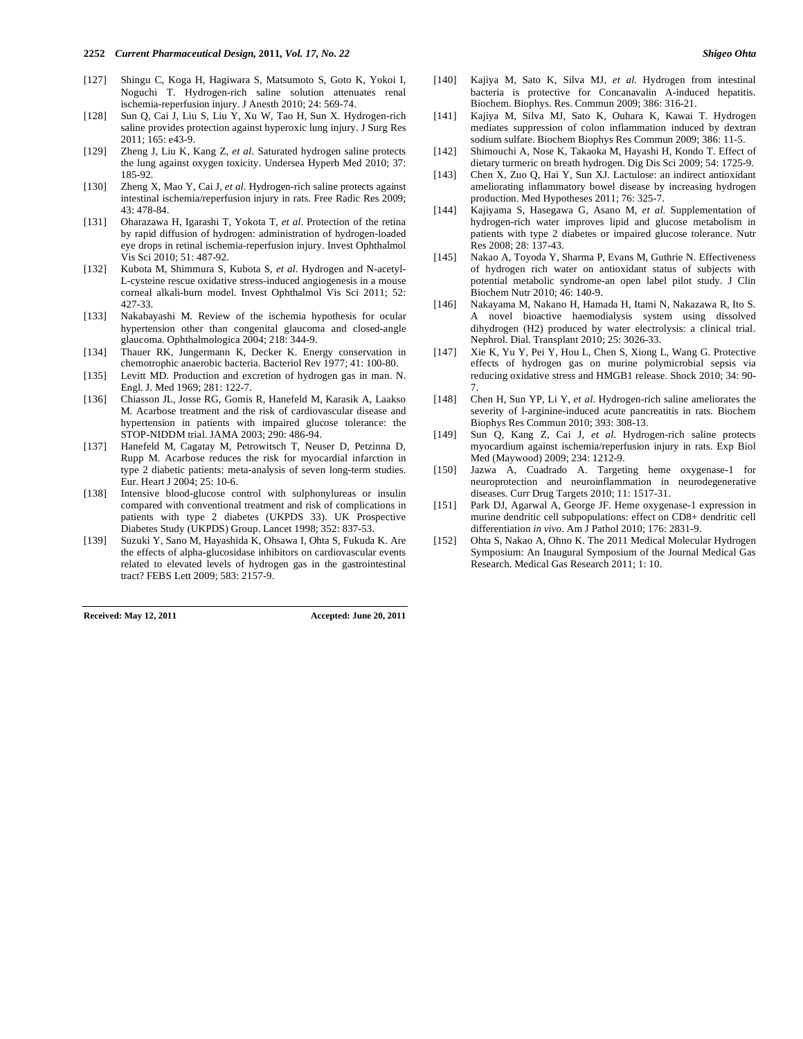[127] Shingu C, Koga H, Hagiwara S, Matsumoto S, Goto K, Yokoi I, Noguchi T. Hydrogen-rich saline solution attenuates renal ischemia-reperfusion injury. J Anesth 2010; 24: 569-74.

[128] Sun Q, Cai J, Liu S, Liu Y, Xu W, Tao H, Sun X. Hydrogen-rich saline provides protection against hyperoxic lung injury. J Surg Res 2011; 165: e43-9.

[129] Zheng J, Liu K, Kang Z, *et al*. Saturated hydrogen saline protects the lung against oxygen toxicity. Undersea Hyperb Med 2010; 37: 185-92.

[130] Zheng X, Mao Y, Cai J, *et al*. Hydrogen-rich saline protects against intestinal ischemia/reperfusion injury in rats. Free Radic Res 2009; 43: 478-84.

[131] Oharazawa H, Igarashi T, Yokota T, *et al*. Protection of the retina by rapid diffusion of hydrogen: administration of hydrogen-loaded eye drops in retinal ischemia-reperfusion injury. Invest Ophthalmol Vis Sci 2010; 51: 487-92.

[132] Kubota M, Shimmura S, Kubota S, *et al*. Hydrogen and N-acetyl-L-cysteine rescue oxidative stress-induced angiogenesis in a mouse corneal alkali-burn model. Invest Ophthalmol Vis Sci 2011; 52: 427-33.

[133] Nakabayashi M. Review of the ischemia hypothesis for ocular hypertension other than congenital glaucoma and closed-angle glaucoma. Ophthalmologica 2004; 218: 344-9.

[134] Thauer RK, Jungermann K, Decker K. Energy conservation in chemotrophic anaerobic bacteria. Bacteriol Rev 1977; 41: 100-80.

[135] Levitt MD. Production and excretion of hydrogen gas in man. N. Engl. J. Med 1969; 281: 122-7.

[136] Chiasson JL, Josse RG, Gomis R, Hanefeld M, Karasik A, Laakso M. Acarbose treatment and the risk of cardiovascular disease and hypertension in patients with impaired glucose tolerance: the STOP-NIDDM trial. JAMA 2003; 290: 486-94.

[137] Hanefeld M, Cagatay M, Petrowitsch T, Neuser D, Petzinna D, Rupp M. Acarbose reduces the risk for myocardial infarction in type 2 diabetic patients: meta-analysis of seven long-term studies. Eur. Heart J 2004; 25: 10-6.

[138] Intensive blood-glucose control with sulphonylureas or insulin compared with conventional treatment and risk of complications in patients with type 2 diabetes (UKPDS 33). UK Prospective Diabetes Study (UKPDS) Group. Lancet 1998; 352: 837-53.

[139] Suzuki Y, Sano M, Hayashida K, Ohsawa I, Ohta S, Fukuda K. Are the effects of alpha-glucosidase inhibitors on cardiovascular events related to elevated levels of hydrogen gas in the gastrointestinal tract? FEBS Lett 2009; 583: 2157-9.

[140] Kajiya M, Sato K, Silva MJ, *et al.* Hydrogen from intestinal bacteria is protective for Concanavalin A-induced hepatitis. Biochem. Biophys. Res. Commun 2009; 386: 316-21.

[141] Kajiya M, Silva MJ, Sato K, Ouhara K, Kawai T. Hydrogen mediates suppression of colon inflammation induced by dextran sodium sulfate. Biochem Biophys Res Commun 2009; 386: 11-5.

[142] Shimouchi A, Nose K, Takaoka M, Hayashi H, Kondo T. Effect of dietary turmeric on breath hydrogen. Dig Dis Sci 2009; 54: 1725-9.

[143] Chen X, Zuo Q, Hai Y, Sun XJ. Lactulose: an indirect antioxidant ameliorating inflammatory bowel disease by increasing hydrogen production. Med Hypotheses 2011; 76: 325-7.

[144] Kajiyama S, Hasegawa G, Asano M, *et al.* Supplementation of hydrogen-rich water improves lipid and glucose metabolism in patients with type 2 diabetes or impaired glucose tolerance. Nutr Res 2008; 28: 137-43.

[145] Nakao A, Toyoda Y, Sharma P, Evans M, Guthrie N. Effectiveness of hydrogen rich water on antioxidant status of subjects with potential metabolic syndrome-an open label pilot study. J Clin Biochem Nutr 2010; 46: 140-9.

[146] Nakayama M, Nakano H, Hamada H, Itami N, Nakazawa R, Ito S. A novel bioactive haemodialysis system using dissolved dihydrogen (H2) produced by water electrolysis: a clinical trial. Nephrol. Dial. Transplant 2010; 25: 3026-33.

[147] Xie K, Yu Y, Pei Y, Hou L, Chen S, Xiong L, Wang G. Protective effects of hydrogen gas on murine polymicrobial sepsis via reducing oxidative stress and HMGB1 release. Shock 2010; 34: 90-7.

[148] Chen H, Sun YP, Li Y, *et al.* Hydrogen-rich saline ameliorates the severity of l-arginine-induced acute pancreatitis in rats. Biochem Biophys Res Commun 2010; 393: 308-13.

[149] Sun Q, Kang Z, Cai J, *et al.* Hydrogen-rich saline protects myocardium against ischemia/reperfusion injury in rats. Exp Biol Med (Maywood) 2009; 234: 1212-9.

[150] Jazwa A, Cuadrado A. Targeting heme oxygenase-1 for neuroprotection and neuroinflammation in neurodegenerative diseases. Curr Drug Targets 2010; 11: 1517-31.

[151] Park DJ, Agarwal A, George JF. Heme oxygenase-1 expression in murine dendritic cell subpopulations: effect on CD8+ dendritic cell differentiation *in vivo*. Am J Pathol 2010; 176: 2831-9.

[152] Ohta S, Nakao A, Ohno K. The 2011 Medical Molecular Hydrogen Symposium: An Inaugural Symposium of the Journal Medical Gas Research. Medical Gas Research 2011; 1: 10.

**Received: May 12, 2011** **Accepted: June 20, 2011**